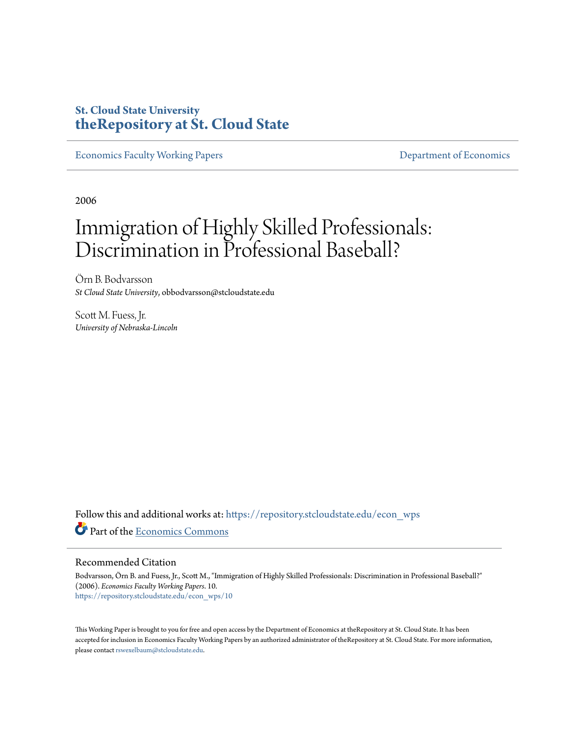# St. Cloud State University
# theRepository at St. Cloud State

Economics Faculty Working Papers — Department of Economics

2006

# Immigration of Highly Skilled Professionals: Discrimination in Professional Baseball?

Örn B. Bodvarsson
*St Cloud State University*, obbodvarsson@stcloudstate.edu

Scott M. Fuess, Jr.
*University of Nebraska-Lincoln*

Follow this and additional works at: https://repository.stcloudstate.edu/econ_wps

Part of the Economics Commons

## Recommended Citation

Bodvarsson, Örn B. and Fuess, Jr., Scott M., "Immigration of Highly Skilled Professionals: Discrimination in Professional Baseball?" (2006). *Economics Faculty Working Papers*. 10.
https://repository.stcloudstate.edu/econ_wps/10

This Working Paper is brought to you for free and open access by the Department of Economics at theRepository at St. Cloud State. It has been accepted for inclusion in Economics Faculty Working Papers by an authorized administrator of theRepository at St. Cloud State. For more information, please contact rswexelbaum@stcloudstate.edu.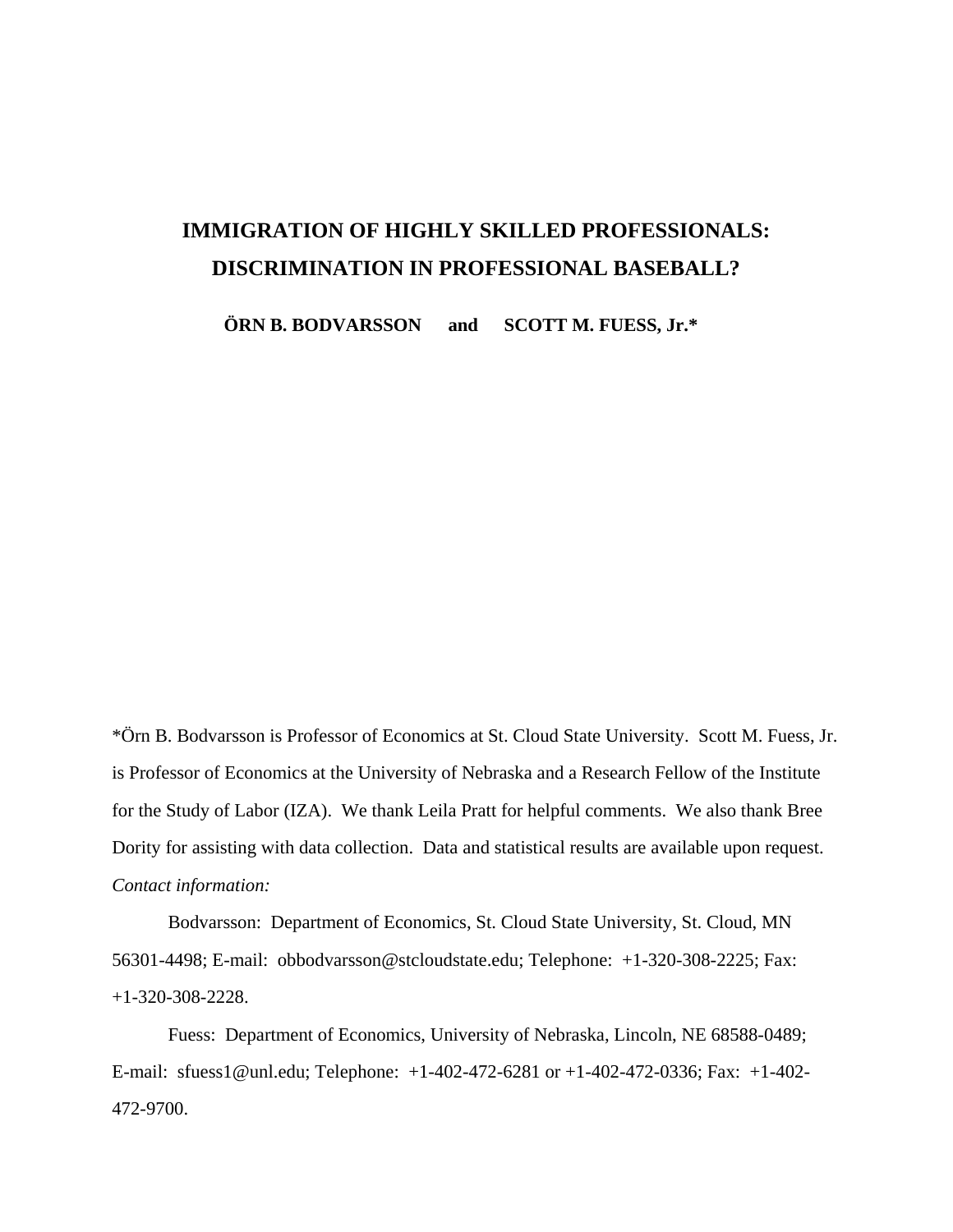# IMMIGRATION OF HIGHLY SKILLED PROFESSIONALS: DISCRIMINATION IN PROFESSIONAL BASEBALL?

**ÖRN B. BODVARSSON and SCOTT M. FUESS, Jr.***

*Örn B. Bodvarsson is Professor of Economics at St. Cloud State University. Scott M. Fuess, Jr. is Professor of Economics at the University of Nebraska and a Research Fellow of the Institute for the Study of Labor (IZA). We thank Leila Pratt for helpful comments. We also thank Bree Dority for assisting with data collection. Data and statistical results are available upon request.

*Contact information:*

Bodvarsson: Department of Economics, St. Cloud State University, St. Cloud, MN 56301-4498; E-mail: obbodvarsson@stcloudstate.edu; Telephone: +1-320-308-2225; Fax: +1-320-308-2228.

Fuess: Department of Economics, University of Nebraska, Lincoln, NE 68588-0489; E-mail: sfuess1@unl.edu; Telephone: +1-402-472-6281 or +1-402-472-0336; Fax: +1-402-472-9700.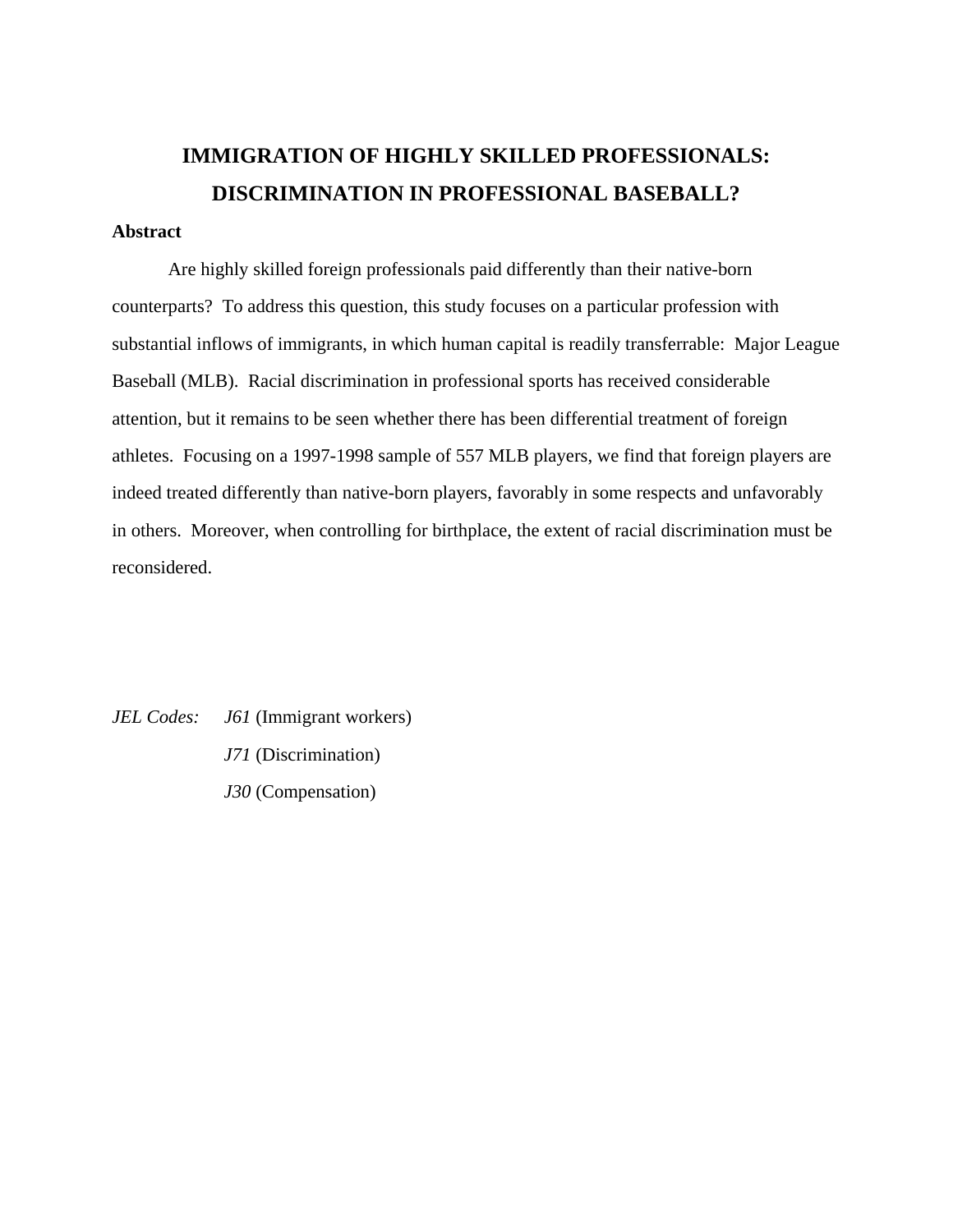# IMMIGRATION OF HIGHLY SKILLED PROFESSIONALS: DISCRIMINATION IN PROFESSIONAL BASEBALL?

**Abstract**

Are highly skilled foreign professionals paid differently than their native-born counterparts? To address this question, this study focuses on a particular profession with substantial inflows of immigrants, in which human capital is readily transferrable: Major League Baseball (MLB). Racial discrimination in professional sports has received considerable attention, but it remains to be seen whether there has been differential treatment of foreign athletes. Focusing on a 1997-1998 sample of 557 MLB players, we find that foreign players are indeed treated differently than native-born players, favorably in some respects and unfavorably in others. Moreover, when controlling for birthplace, the extent of racial discrimination must be reconsidered.

*JEL Codes:* *J61* (Immigrant workers)
*J71* (Discrimination)
*J30* (Compensation)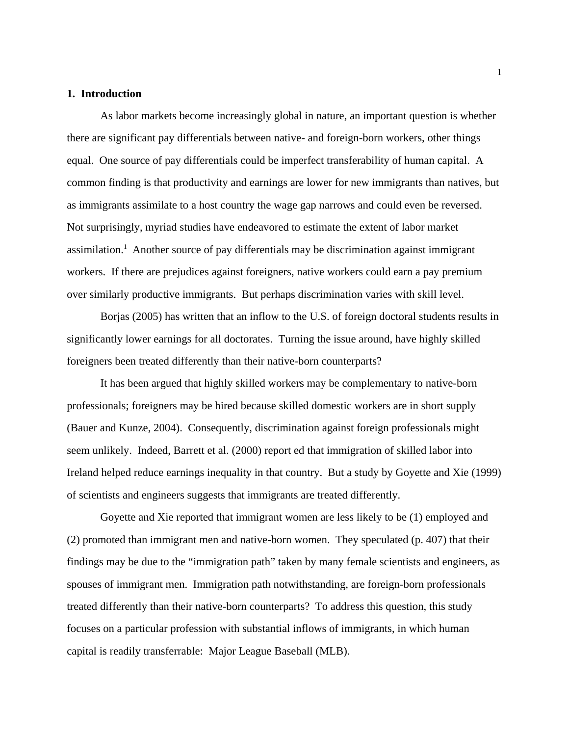## 1. Introduction

As labor markets become increasingly global in nature, an important question is whether there are significant pay differentials between native- and foreign-born workers, other things equal. One source of pay differentials could be imperfect transferability of human capital. A common finding is that productivity and earnings are lower for new immigrants than natives, but as immigrants assimilate to a host country the wage gap narrows and could even be reversed. Not surprisingly, myriad studies have endeavored to estimate the extent of labor market assimilation.[1] Another source of pay differentials may be discrimination against immigrant workers. If there are prejudices against foreigners, native workers could earn a pay premium over similarly productive immigrants. But perhaps discrimination varies with skill level.

Borjas (2005) has written that an inflow to the U.S. of foreign doctoral students results in significantly lower earnings for all doctorates. Turning the issue around, have highly skilled foreigners been treated differently than their native-born counterparts?

It has been argued that highly skilled workers may be complementary to native-born professionals; foreigners may be hired because skilled domestic workers are in short supply (Bauer and Kunze, 2004). Consequently, discrimination against foreign professionals might seem unlikely. Indeed, Barrett et al. (2000) report ed that immigration of skilled labor into Ireland helped reduce earnings inequality in that country. But a study by Goyette and Xie (1999) of scientists and engineers suggests that immigrants are treated differently.

Goyette and Xie reported that immigrant women are less likely to be (1) employed and (2) promoted than immigrant men and native-born women. They speculated (p. 407) that their findings may be due to the "immigration path" taken by many female scientists and engineers, as spouses of immigrant men. Immigration path notwithstanding, are foreign-born professionals treated differently than their native-born counterparts? To address this question, this study focuses on a particular profession with substantial inflows of immigrants, in which human capital is readily transferrable: Major League Baseball (MLB).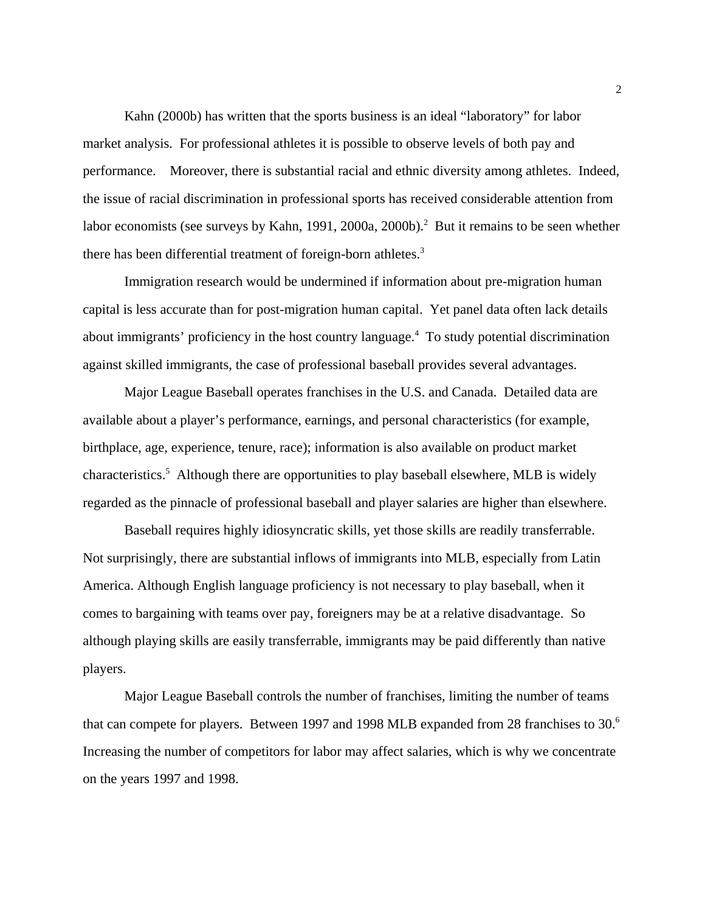Kahn (2000b) has written that the sports business is an ideal "laboratory" for labor market analysis. For professional athletes it is possible to observe levels of both pay and performance. Moreover, there is substantial racial and ethnic diversity among athletes. Indeed, the issue of racial discrimination in professional sports has received considerable attention from labor economists (see surveys by Kahn, 1991, 2000a, 2000b).[2] But it remains to be seen whether there has been differential treatment of foreign-born athletes.[3]

Immigration research would be undermined if information about pre-migration human capital is less accurate than for post-migration human capital. Yet panel data often lack details about immigrants' proficiency in the host country language.[4] To study potential discrimination against skilled immigrants, the case of professional baseball provides several advantages.

Major League Baseball operates franchises in the U.S. and Canada. Detailed data are available about a player's performance, earnings, and personal characteristics (for example, birthplace, age, experience, tenure, race); information is also available on product market characteristics.[5] Although there are opportunities to play baseball elsewhere, MLB is widely regarded as the pinnacle of professional baseball and player salaries are higher than elsewhere.

Baseball requires highly idiosyncratic skills, yet those skills are readily transferrable. Not surprisingly, there are substantial inflows of immigrants into MLB, especially from Latin America. Although English language proficiency is not necessary to play baseball, when it comes to bargaining with teams over pay, foreigners may be at a relative disadvantage. So although playing skills are easily transferrable, immigrants may be paid differently than native players.

Major League Baseball controls the number of franchises, limiting the number of teams that can compete for players. Between 1997 and 1998 MLB expanded from 28 franchises to 30.[6] Increasing the number of competitors for labor may affect salaries, which is why we concentrate on the years 1997 and 1998.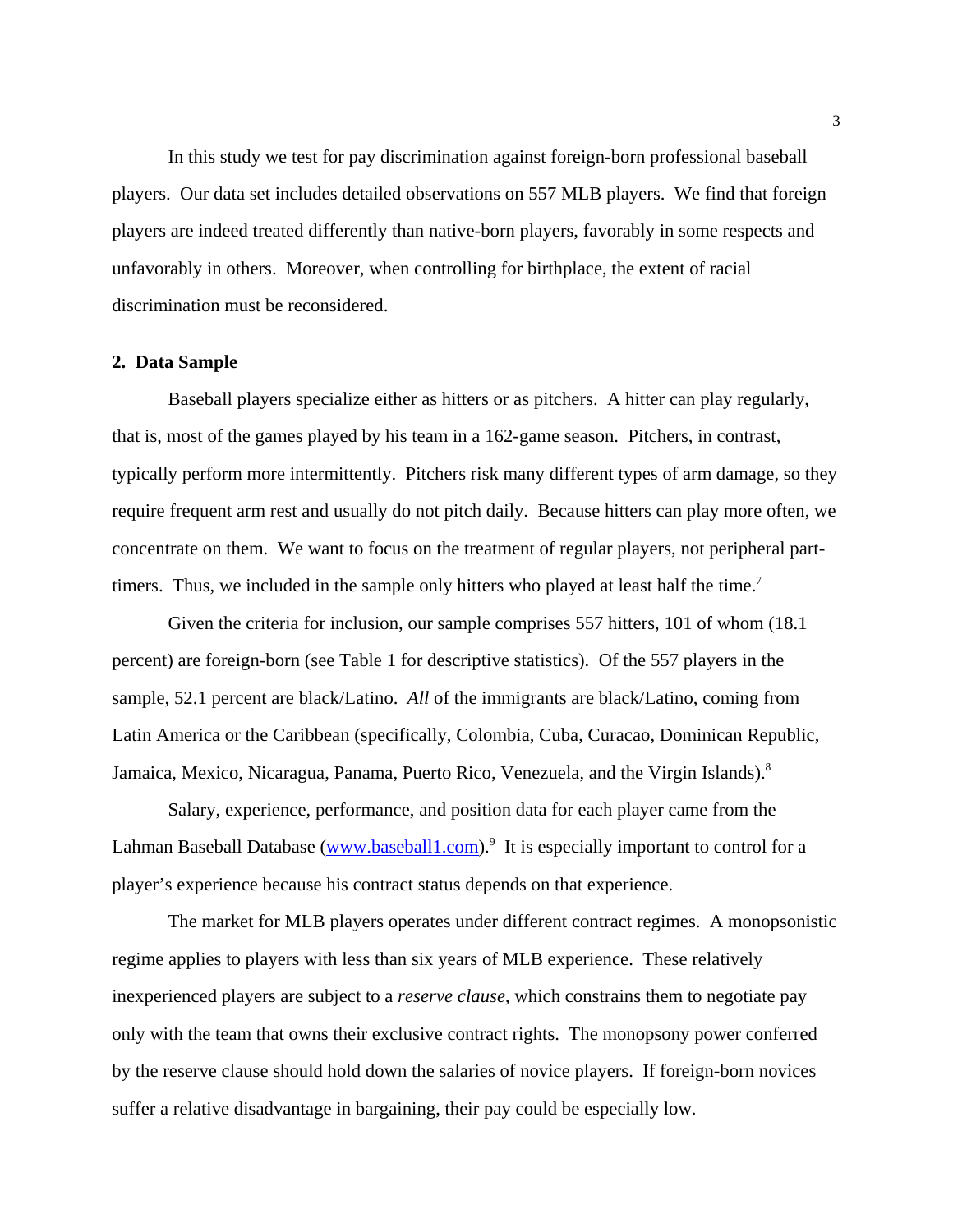In this study we test for pay discrimination against foreign-born professional baseball players. Our data set includes detailed observations on 557 MLB players. We find that foreign players are indeed treated differently than native-born players, favorably in some respects and unfavorably in others. Moreover, when controlling for birthplace, the extent of racial discrimination must be reconsidered.

## 2. Data Sample

Baseball players specialize either as hitters or as pitchers. A hitter can play regularly, that is, most of the games played by his team in a 162-game season. Pitchers, in contrast, typically perform more intermittently. Pitchers risk many different types of arm damage, so they require frequent arm rest and usually do not pitch daily. Because hitters can play more often, we concentrate on them. We want to focus on the treatment of regular players, not peripheral part-timers. Thus, we included in the sample only hitters who played at least half the time.[7]

Given the criteria for inclusion, our sample comprises 557 hitters, 101 of whom (18.1 percent) are foreign-born (see Table 1 for descriptive statistics). Of the 557 players in the sample, 52.1 percent are black/Latino. *All* of the immigrants are black/Latino, coming from Latin America or the Caribbean (specifically, Colombia, Cuba, Curacao, Dominican Republic, Jamaica, Mexico, Nicaragua, Panama, Puerto Rico, Venezuela, and the Virgin Islands).[8]

Salary, experience, performance, and position data for each player came from the Lahman Baseball Database (www.baseball1.com).[9] It is especially important to control for a player's experience because his contract status depends on that experience.

The market for MLB players operates under different contract regimes. A monopsonistic regime applies to players with less than six years of MLB experience. These relatively inexperienced players are subject to a *reserve clause*, which constrains them to negotiate pay only with the team that owns their exclusive contract rights. The monopsony power conferred by the reserve clause should hold down the salaries of novice players. If foreign-born novices suffer a relative disadvantage in bargaining, their pay could be especially low.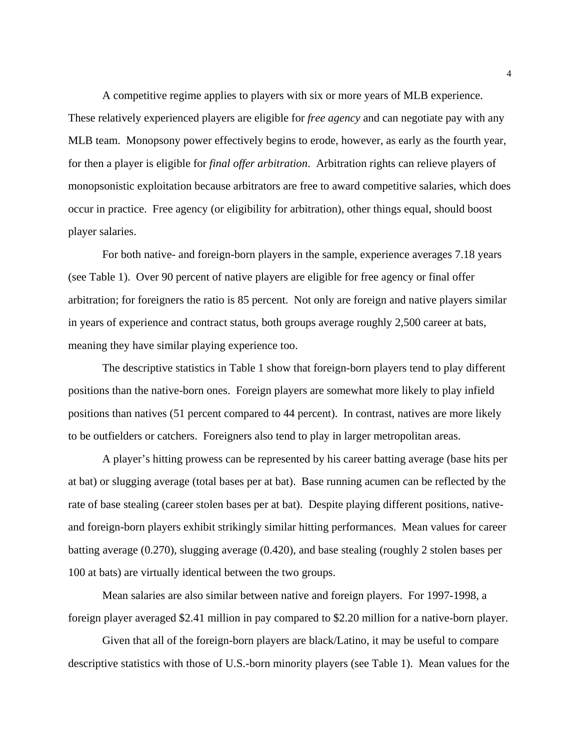A competitive regime applies to players with six or more years of MLB experience. These relatively experienced players are eligible for *free agency* and can negotiate pay with any MLB team. Monopsony power effectively begins to erode, however, as early as the fourth year, for then a player is eligible for *final offer arbitration*. Arbitration rights can relieve players of monopsonistic exploitation because arbitrators are free to award competitive salaries, which does occur in practice. Free agency (or eligibility for arbitration), other things equal, should boost player salaries.

For both native- and foreign-born players in the sample, experience averages 7.18 years (see Table 1). Over 90 percent of native players are eligible for free agency or final offer arbitration; for foreigners the ratio is 85 percent. Not only are foreign and native players similar in years of experience and contract status, both groups average roughly 2,500 career at bats, meaning they have similar playing experience too.

The descriptive statistics in Table 1 show that foreign-born players tend to play different positions than the native-born ones. Foreign players are somewhat more likely to play infield positions than natives (51 percent compared to 44 percent). In contrast, natives are more likely to be outfielders or catchers. Foreigners also tend to play in larger metropolitan areas.

A player's hitting prowess can be represented by his career batting average (base hits per at bat) or slugging average (total bases per at bat). Base running acumen can be reflected by the rate of base stealing (career stolen bases per at bat). Despite playing different positions, native- and foreign-born players exhibit strikingly similar hitting performances. Mean values for career batting average (0.270), slugging average (0.420), and base stealing (roughly 2 stolen bases per 100 at bats) are virtually identical between the two groups.

Mean salaries are also similar between native and foreign players. For 1997-1998, a foreign player averaged $2.41 million in pay compared to $2.20 million for a native-born player.

Given that all of the foreign-born players are black/Latino, it may be useful to compare descriptive statistics with those of U.S.-born minority players (see Table 1). Mean values for the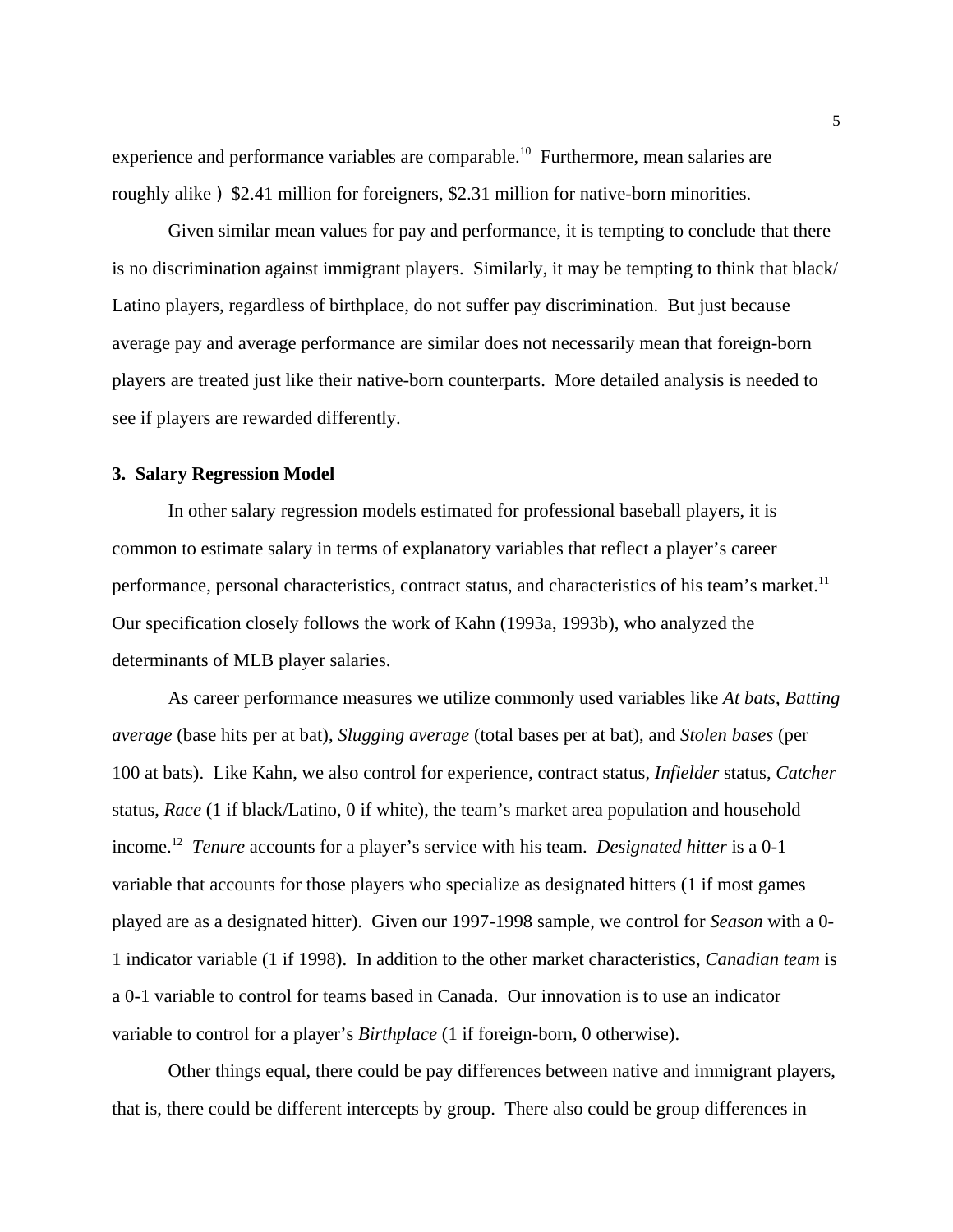experience and performance variables are comparable.[10] Furthermore, mean salaries are roughly alike ) $2.41 million for foreigners, $2.31 million for native-born minorities.

Given similar mean values for pay and performance, it is tempting to conclude that there is no discrimination against immigrant players. Similarly, it may be tempting to think that black/ Latino players, regardless of birthplace, do not suffer pay discrimination. But just because average pay and average performance are similar does not necessarily mean that foreign-born players are treated just like their native-born counterparts. More detailed analysis is needed to see if players are rewarded differently.

### 3. Salary Regression Model

In other salary regression models estimated for professional baseball players, it is common to estimate salary in terms of explanatory variables that reflect a player's career performance, personal characteristics, contract status, and characteristics of his team's market.[11] Our specification closely follows the work of Kahn (1993a, 1993b), who analyzed the determinants of MLB player salaries.

As career performance measures we utilize commonly used variables like *At bats*, *Batting average* (base hits per at bat), *Slugging average* (total bases per at bat), and *Stolen bases* (per 100 at bats). Like Kahn, we also control for experience, contract status, *Infielder* status, *Catcher* status, *Race* (1 if black/Latino, 0 if white), the team's market area population and household income.[12] *Tenure* accounts for a player's service with his team. *Designated hitter* is a 0-1 variable that accounts for those players who specialize as designated hitters (1 if most games played are as a designated hitter). Given our 1997-1998 sample, we control for *Season* with a 0-1 indicator variable (1 if 1998). In addition to the other market characteristics, *Canadian team* is a 0-1 variable to control for teams based in Canada. Our innovation is to use an indicator variable to control for a player's *Birthplace* (1 if foreign-born, 0 otherwise).

Other things equal, there could be pay differences between native and immigrant players, that is, there could be different intercepts by group. There also could be group differences in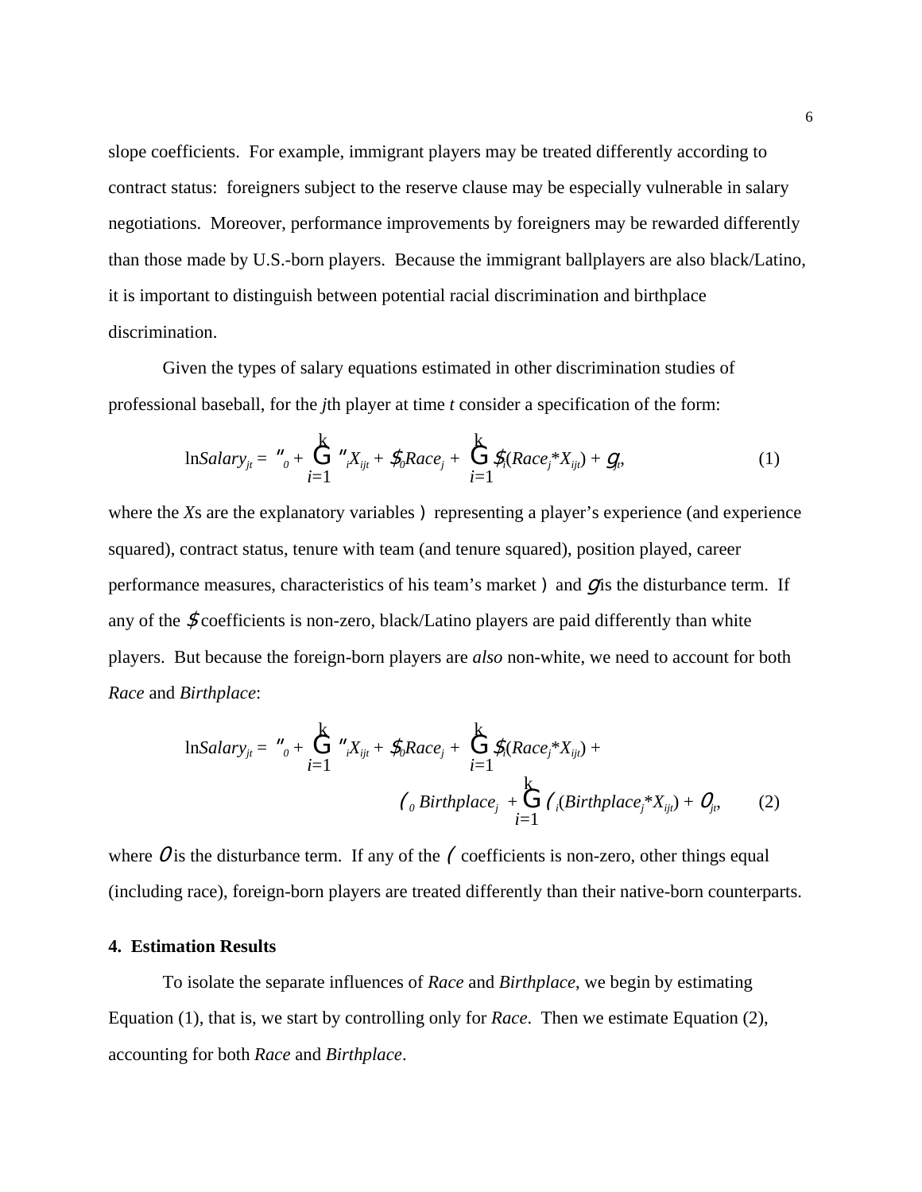slope coefficients. For example, immigrant players may be treated differently according to contract status: foreigners subject to the reserve clause may be especially vulnerable in salary negotiations. Moreover, performance improvements by foreigners may be rewarded differently than those made by U.S.-born players. Because the immigrant ballplayers are also black/Latino, it is important to distinguish between potential racial discrimination and birthplace discrimination.

Given the types of salary equations estimated in other discrimination studies of professional baseball, for the $j$th player at time $t$ consider a specification of the form:

$$\ln Salary_{jt} = \alpha_0 + \sum_{i=1}^{k} \alpha_i X_{ijt} + \beta_0 Race_j + \sum_{i=1}^{k} \beta_i (Race_j * X_{ijt}) + \varepsilon_{jt}, \quad (1)$$

where the $X$s are the explanatory variables (representing a player's experience (and experience squared), contract status, tenure with team (and tenure squared), position played, career performance measures, characteristics of his team's market) and $\varepsilon$ is the disturbance term. If any of the $\beta$ coefficients is non-zero, black/Latino players are paid differently than white players. But because the foreign-born players are *also* non-white, we need to account for both *Race* and *Birthplace*:

$$\ln Salary_{jt} = \alpha_0 + \sum_{i=1}^{k} \alpha_i X_{ijt} + \beta_0 Race_j + \sum_{i=1}^{k} \beta_i (Race_j * X_{ijt}) + \gamma_0 Birthplace_j + \sum_{i=1}^{k} \gamma_i (Birthplace_j * X_{ijt}) + \theta_{jt}, \quad (2)$$

where $\theta$ is the disturbance term. If any of the $\gamma$ coefficients is non-zero, other things equal (including race), foreign-born players are treated differently than their native-born counterparts.

## 4. Estimation Results

To isolate the separate influences of *Race* and *Birthplace*, we begin by estimating Equation (1), that is, we start by controlling only for *Race*. Then we estimate Equation (2), accounting for both *Race* and *Birthplace*.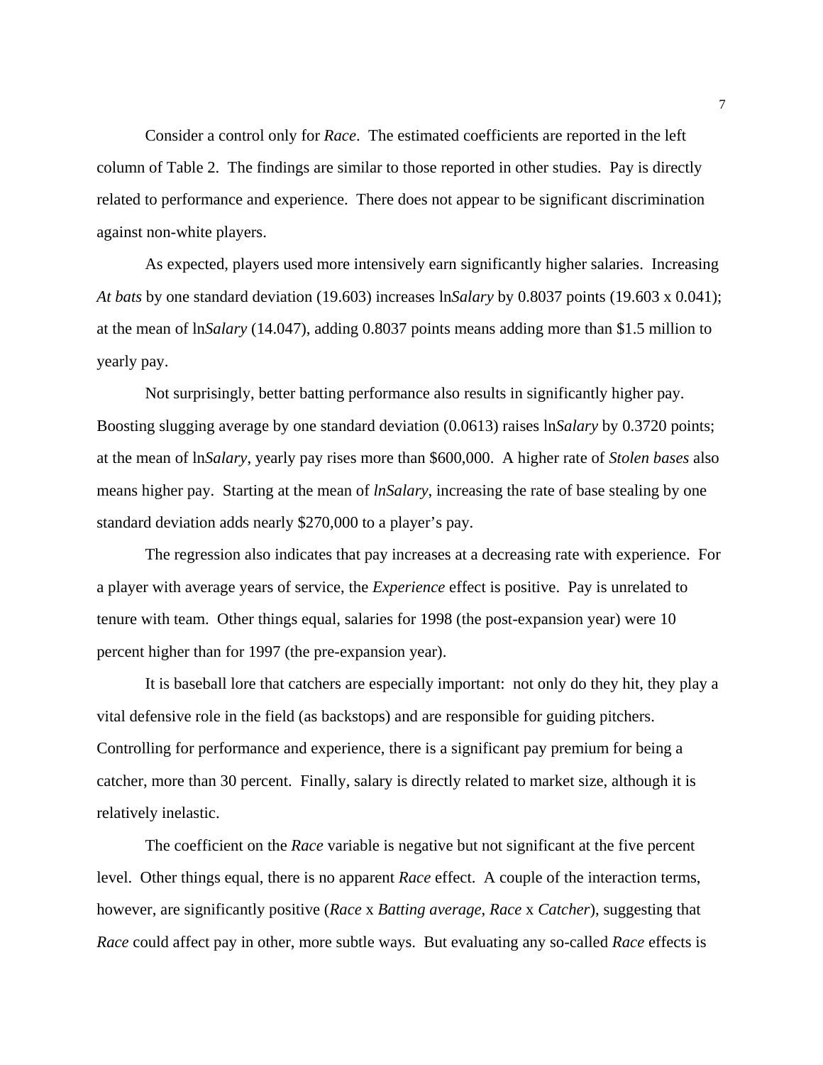Consider a control only for *Race*. The estimated coefficients are reported in the left column of Table 2. The findings are similar to those reported in other studies. Pay is directly related to performance and experience. There does not appear to be significant discrimination against non-white players.

As expected, players used more intensively earn significantly higher salaries. Increasing *At bats* by one standard deviation (19.603) increases ln*Salary* by 0.8037 points (19.603 x 0.041); at the mean of ln*Salary* (14.047), adding 0.8037 points means adding more than $1.5 million to yearly pay.

Not surprisingly, better batting performance also results in significantly higher pay. Boosting slugging average by one standard deviation (0.0613) raises ln*Salary* by 0.3720 points; at the mean of ln*Salary*, yearly pay rises more than $600,000. A higher rate of *Stolen bases* also means higher pay. Starting at the mean of *lnSalary*, increasing the rate of base stealing by one standard deviation adds nearly $270,000 to a player's pay.

The regression also indicates that pay increases at a decreasing rate with experience. For a player with average years of service, the *Experience* effect is positive. Pay is unrelated to tenure with team. Other things equal, salaries for 1998 (the post-expansion year) were 10 percent higher than for 1997 (the pre-expansion year).

It is baseball lore that catchers are especially important: not only do they hit, they play a vital defensive role in the field (as backstops) and are responsible for guiding pitchers. Controlling for performance and experience, there is a significant pay premium for being a catcher, more than 30 percent. Finally, salary is directly related to market size, although it is relatively inelastic.

The coefficient on the *Race* variable is negative but not significant at the five percent level. Other things equal, there is no apparent *Race* effect. A couple of the interaction terms, however, are significantly positive (*Race* x *Batting average*, *Race* x *Catcher*), suggesting that *Race* could affect pay in other, more subtle ways. But evaluating any so-called *Race* effects is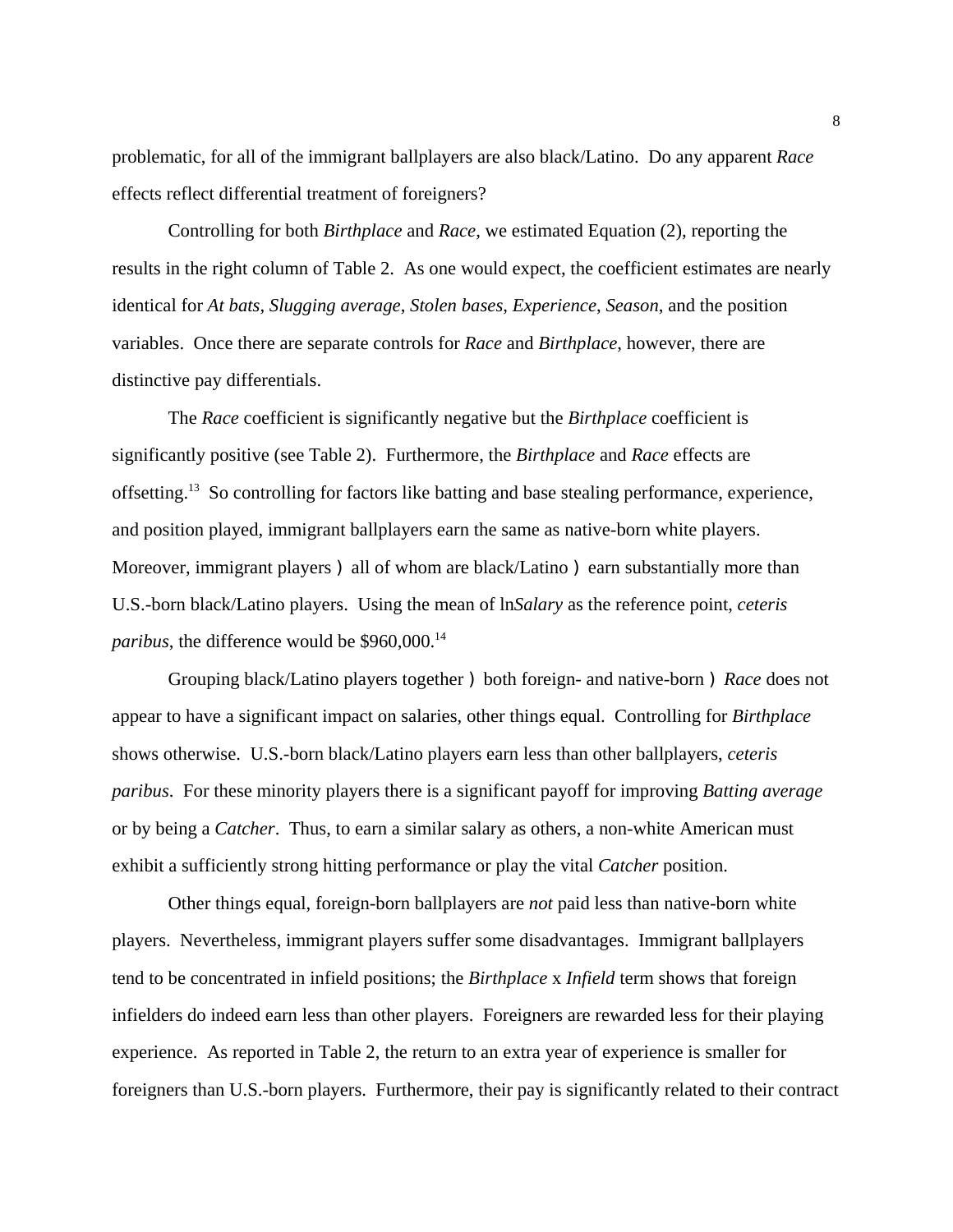problematic, for all of the immigrant ballplayers are also black/Latino. Do any apparent *Race* effects reflect differential treatment of foreigners?

Controlling for both *Birthplace* and *Race*, we estimated Equation (2), reporting the results in the right column of Table 2. As one would expect, the coefficient estimates are nearly identical for *At bats*, *Slugging average*, *Stolen bases*, *Experience*, *Season*, and the position variables. Once there are separate controls for *Race* and *Birthplace*, however, there are distinctive pay differentials.

The *Race* coefficient is significantly negative but the *Birthplace* coefficient is significantly positive (see Table 2). Furthermore, the *Birthplace* and *Race* effects are offsetting.[13] So controlling for factors like batting and base stealing performance, experience, and position played, immigrant ballplayers earn the same as native-born white players. Moreover, immigrant players ) all of whom are black/Latino ) earn substantially more than U.S.-born black/Latino players. Using the mean of ln*Salary* as the reference point, *ceteris paribus*, the difference would be \$960,000.[14]

Grouping black/Latino players together ) both foreign- and native-born ) *Race* does not appear to have a significant impact on salaries, other things equal. Controlling for *Birthplace* shows otherwise. U.S.-born black/Latino players earn less than other ballplayers, *ceteris paribus*. For these minority players there is a significant payoff for improving *Batting average* or by being a *Catcher*. Thus, to earn a similar salary as others, a non-white American must exhibit a sufficiently strong hitting performance or play the vital *Catcher* position.

Other things equal, foreign-born ballplayers are *not* paid less than native-born white players. Nevertheless, immigrant players suffer some disadvantages. Immigrant ballplayers tend to be concentrated in infield positions; the *Birthplace* x *Infield* term shows that foreign infielders do indeed earn less than other players. Foreigners are rewarded less for their playing experience. As reported in Table 2, the return to an extra year of experience is smaller for foreigners than U.S.-born players. Furthermore, their pay is significantly related to their contract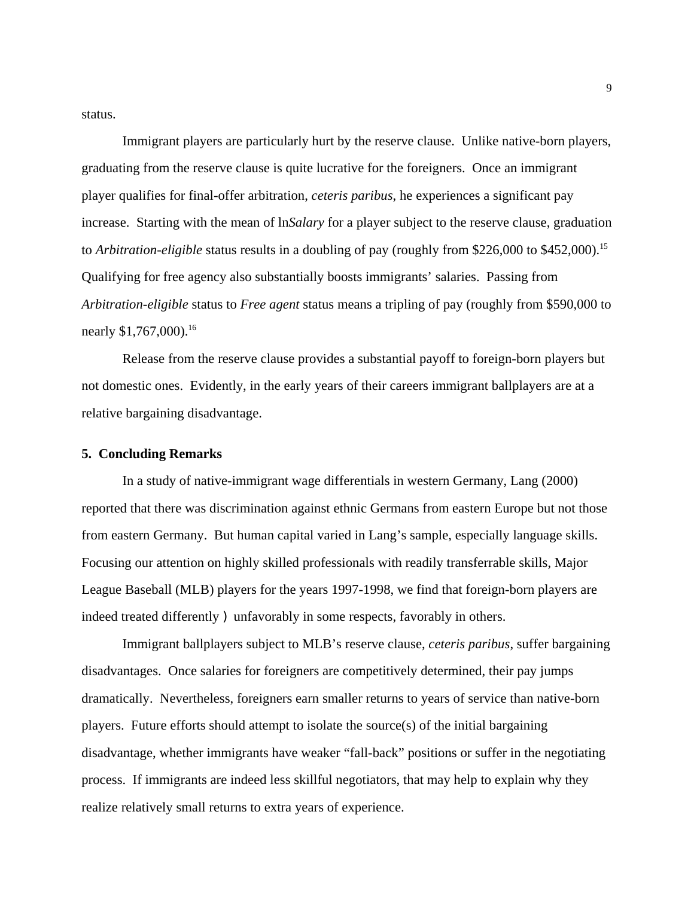status.

Immigrant players are particularly hurt by the reserve clause. Unlike native-born players, graduating from the reserve clause is quite lucrative for the foreigners. Once an immigrant player qualifies for final-offer arbitration, *ceteris paribus*, he experiences a significant pay increase. Starting with the mean of ln*Salary* for a player subject to the reserve clause, graduation to *Arbitration-eligible* status results in a doubling of pay (roughly from $226,000 to $452,000).[15] Qualifying for free agency also substantially boosts immigrants' salaries. Passing from *Arbitration-eligible* status to *Free agent* status means a tripling of pay (roughly from $590,000 to nearly $1,767,000).[16]

Release from the reserve clause provides a substantial payoff to foreign-born players but not domestic ones. Evidently, in the early years of their careers immigrant ballplayers are at a relative bargaining disadvantage.

## 5. Concluding Remarks

In a study of native-immigrant wage differentials in western Germany, Lang (2000) reported that there was discrimination against ethnic Germans from eastern Europe but not those from eastern Germany. But human capital varied in Lang's sample, especially language skills. Focusing our attention on highly skilled professionals with readily transferrable skills, Major League Baseball (MLB) players for the years 1997-1998, we find that foreign-born players are indeed treated differently ) unfavorably in some respects, favorably in others.

Immigrant ballplayers subject to MLB's reserve clause, *ceteris paribus*, suffer bargaining disadvantages. Once salaries for foreigners are competitively determined, their pay jumps dramatically. Nevertheless, foreigners earn smaller returns to years of service than native-born players. Future efforts should attempt to isolate the source(s) of the initial bargaining disadvantage, whether immigrants have weaker "fall-back" positions or suffer in the negotiating process. If immigrants are indeed less skillful negotiators, that may help to explain why they realize relatively small returns to extra years of experience.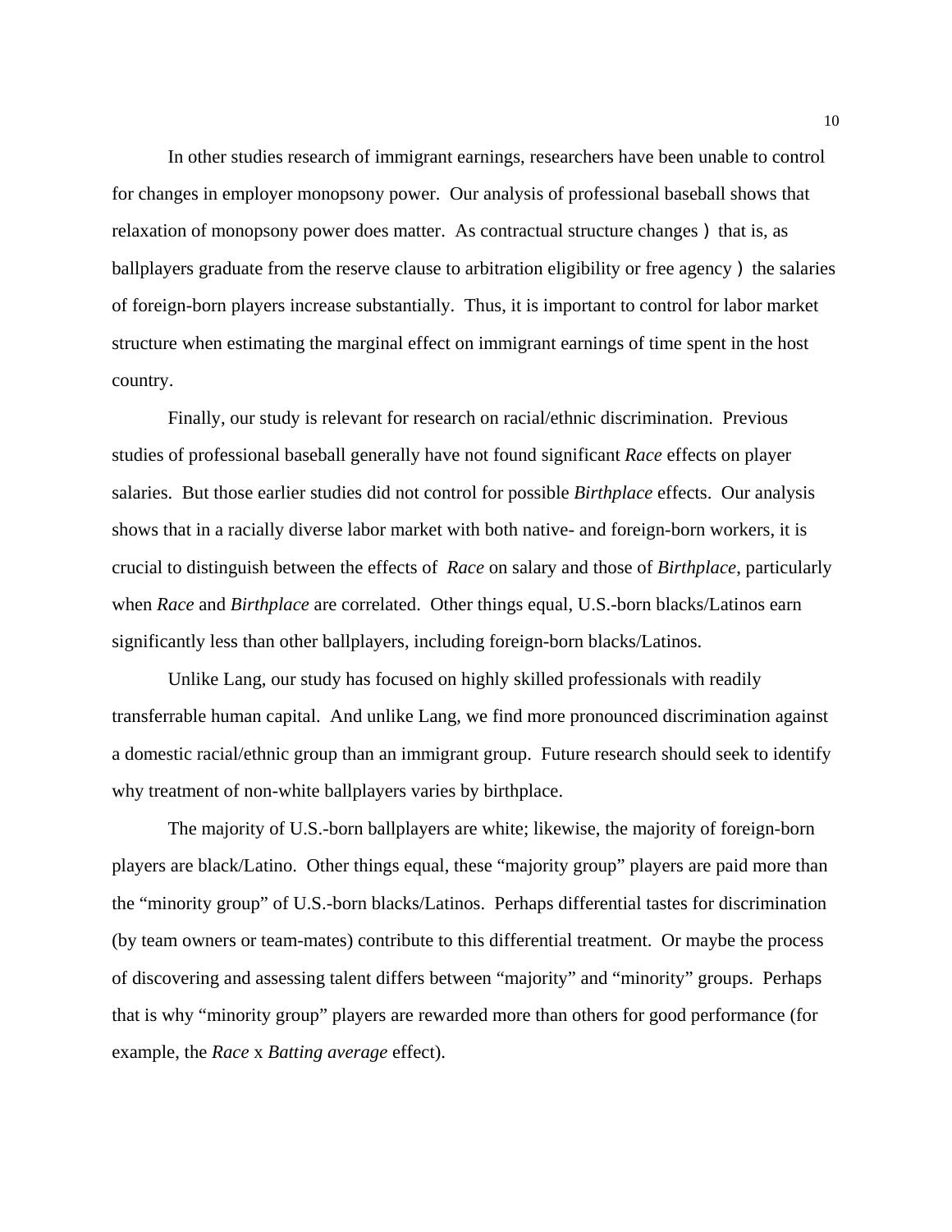In other studies research of immigrant earnings, researchers have been unable to control for changes in employer monopsony power. Our analysis of professional baseball shows that relaxation of monopsony power does matter. As contractual structure changes ) that is, as ballplayers graduate from the reserve clause to arbitration eligibility or free agency ) the salaries of foreign-born players increase substantially. Thus, it is important to control for labor market structure when estimating the marginal effect on immigrant earnings of time spent in the host country.

Finally, our study is relevant for research on racial/ethnic discrimination. Previous studies of professional baseball generally have not found significant *Race* effects on player salaries. But those earlier studies did not control for possible *Birthplace* effects. Our analysis shows that in a racially diverse labor market with both native- and foreign-born workers, it is crucial to distinguish between the effects of *Race* on salary and those of *Birthplace*, particularly when *Race* and *Birthplace* are correlated. Other things equal, U.S.-born blacks/Latinos earn significantly less than other ballplayers, including foreign-born blacks/Latinos.

Unlike Lang, our study has focused on highly skilled professionals with readily transferrable human capital. And unlike Lang, we find more pronounced discrimination against a domestic racial/ethnic group than an immigrant group. Future research should seek to identify why treatment of non-white ballplayers varies by birthplace.

The majority of U.S.-born ballplayers are white; likewise, the majority of foreign-born players are black/Latino. Other things equal, these "majority group" players are paid more than the "minority group" of U.S.-born blacks/Latinos. Perhaps differential tastes for discrimination (by team owners or team-mates) contribute to this differential treatment. Or maybe the process of discovering and assessing talent differs between "majority" and "minority" groups. Perhaps that is why "minority group" players are rewarded more than others for good performance (for example, the *Race* x *Batting average* effect).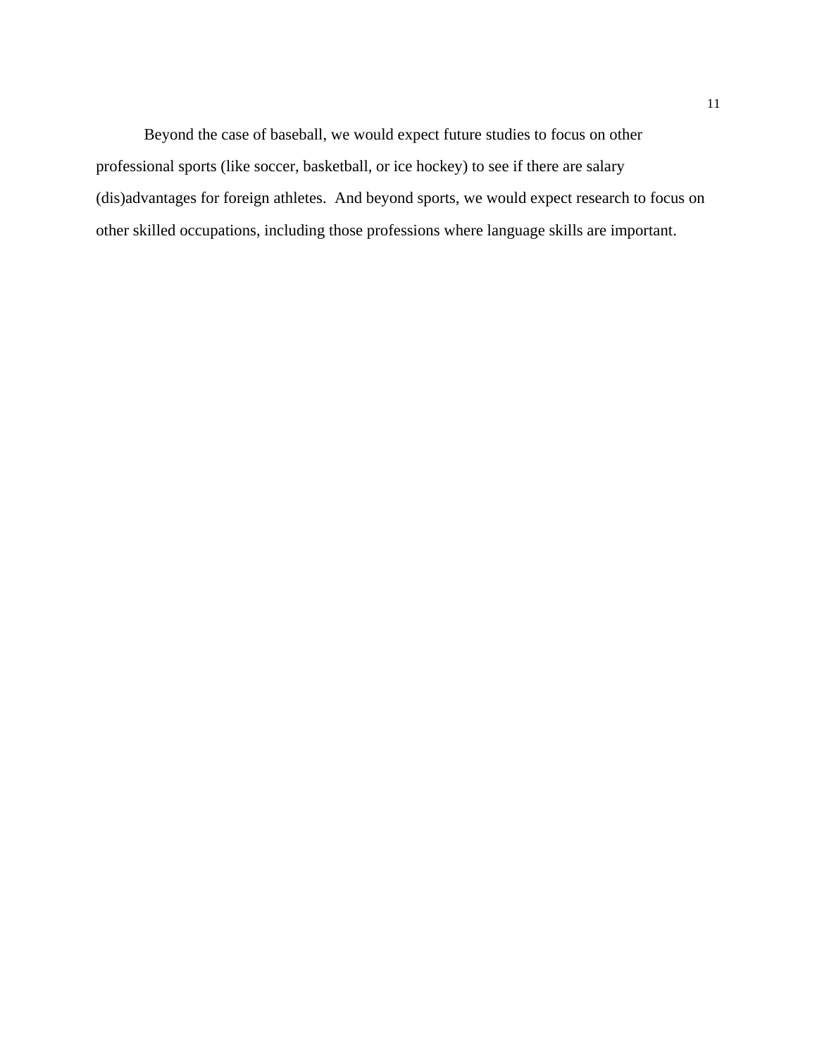Beyond the case of baseball, we would expect future studies to focus on other professional sports (like soccer, basketball, or ice hockey) to see if there are salary (dis)advantages for foreign athletes. And beyond sports, we would expect research to focus on other skilled occupations, including those professions where language skills are important.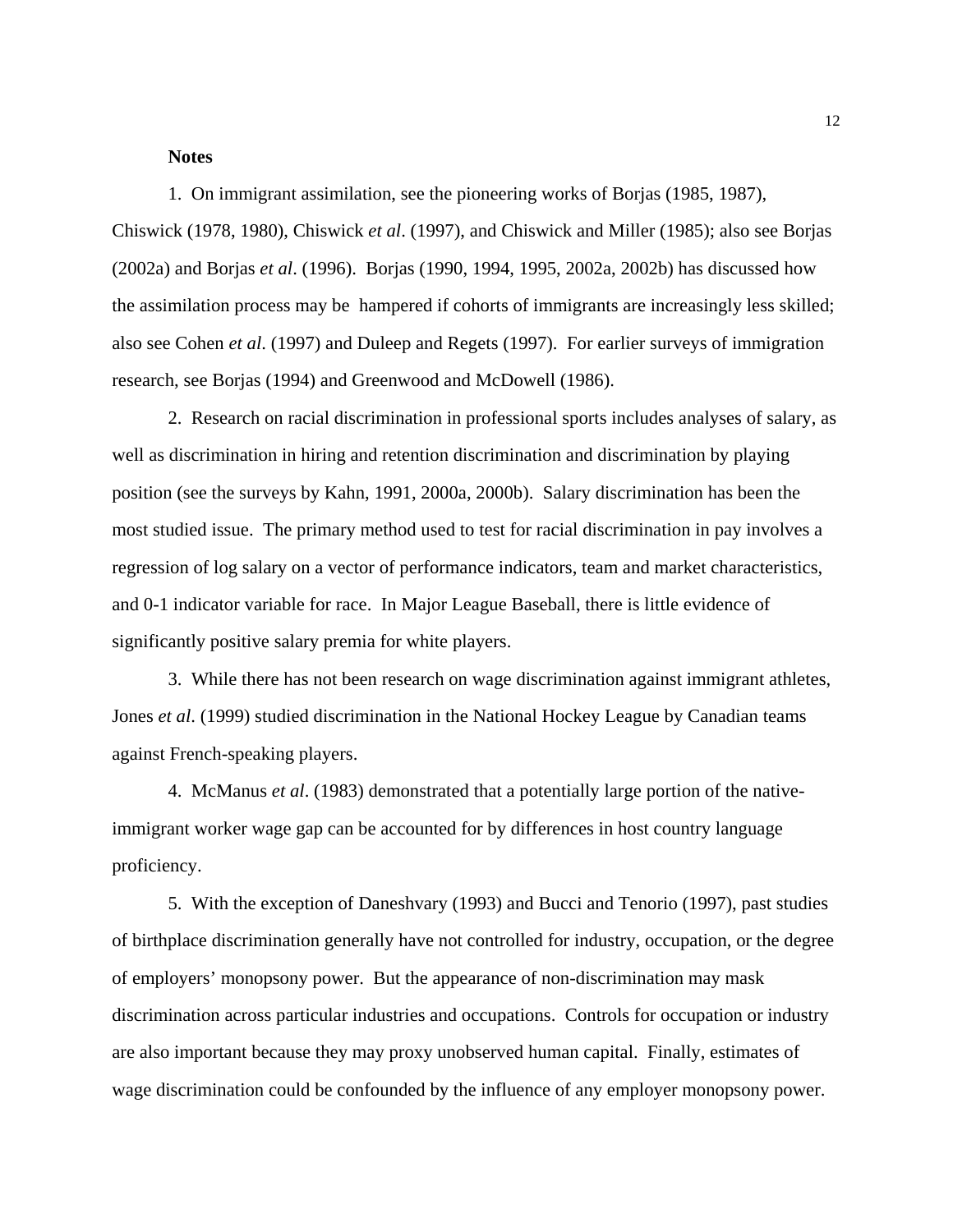**Notes**

1. On immigrant assimilation, see the pioneering works of Borjas (1985, 1987), Chiswick (1978, 1980), Chiswick *et al*. (1997), and Chiswick and Miller (1985); also see Borjas (2002a) and Borjas *et al*. (1996). Borjas (1990, 1994, 1995, 2002a, 2002b) has discussed how the assimilation process may be hampered if cohorts of immigrants are increasingly less skilled; also see Cohen *et al*. (1997) and Duleep and Regets (1997). For earlier surveys of immigration research, see Borjas (1994) and Greenwood and McDowell (1986).

2. Research on racial discrimination in professional sports includes analyses of salary, as well as discrimination in hiring and retention discrimination and discrimination by playing position (see the surveys by Kahn, 1991, 2000a, 2000b). Salary discrimination has been the most studied issue. The primary method used to test for racial discrimination in pay involves a regression of log salary on a vector of performance indicators, team and market characteristics, and 0-1 indicator variable for race. In Major League Baseball, there is little evidence of significantly positive salary premia for white players.

3. While there has not been research on wage discrimination against immigrant athletes, Jones *et al*. (1999) studied discrimination in the National Hockey League by Canadian teams against French-speaking players.

4. McManus *et al*. (1983) demonstrated that a potentially large portion of the native-immigrant worker wage gap can be accounted for by differences in host country language proficiency.

5. With the exception of Daneshvary (1993) and Bucci and Tenorio (1997), past studies of birthplace discrimination generally have not controlled for industry, occupation, or the degree of employers' monopsony power. But the appearance of non-discrimination may mask discrimination across particular industries and occupations. Controls for occupation or industry are also important because they may proxy unobserved human capital. Finally, estimates of wage discrimination could be confounded by the influence of any employer monopsony power.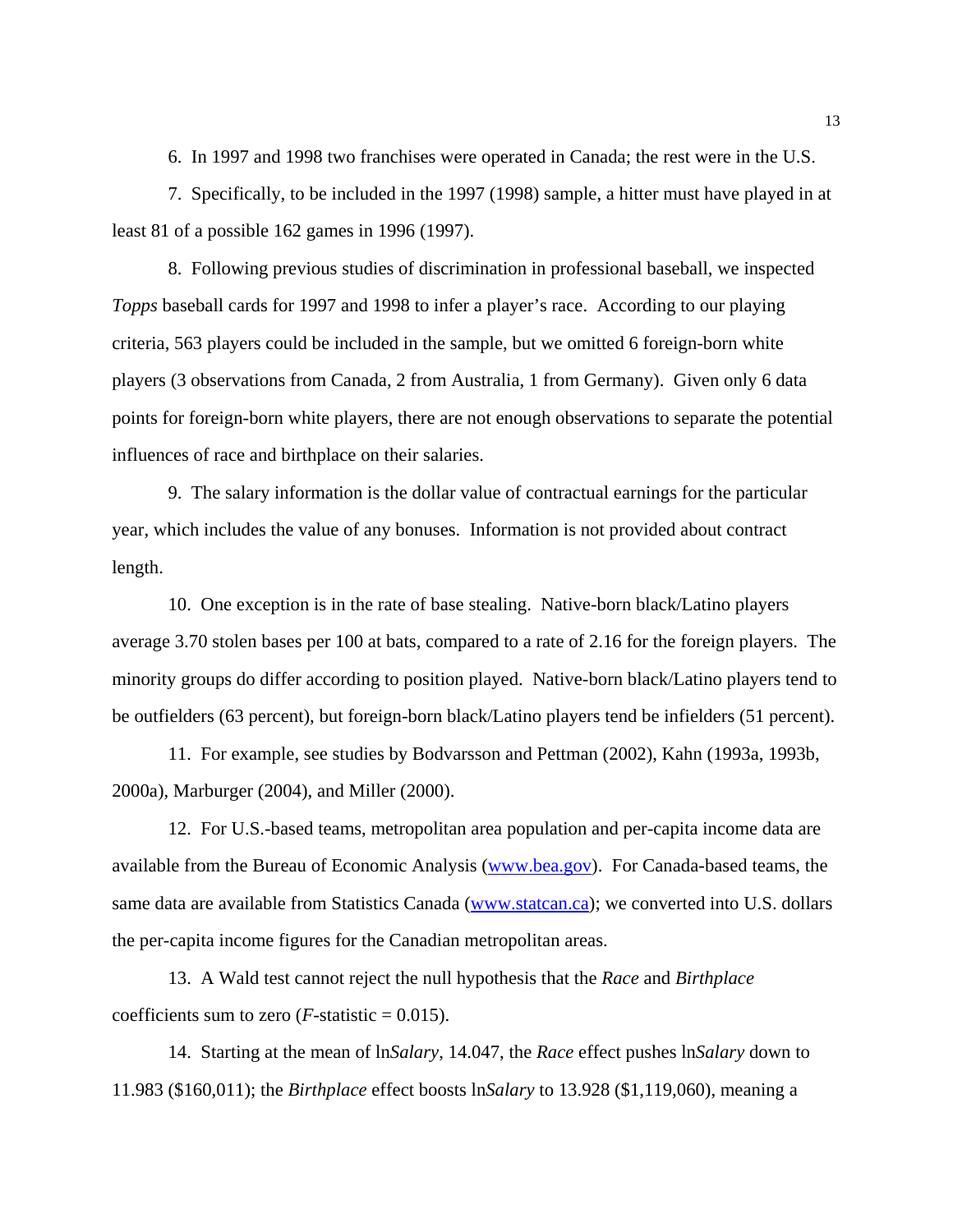6. In 1997 and 1998 two franchises were operated in Canada; the rest were in the U.S.

7. Specifically, to be included in the 1997 (1998) sample, a hitter must have played in at least 81 of a possible 162 games in 1996 (1997).

8. Following previous studies of discrimination in professional baseball, we inspected *Topps* baseball cards for 1997 and 1998 to infer a player's race. According to our playing criteria, 563 players could be included in the sample, but we omitted 6 foreign-born white players (3 observations from Canada, 2 from Australia, 1 from Germany). Given only 6 data points for foreign-born white players, there are not enough observations to separate the potential influences of race and birthplace on their salaries.

9. The salary information is the dollar value of contractual earnings for the particular year, which includes the value of any bonuses. Information is not provided about contract length.

10. One exception is in the rate of base stealing. Native-born black/Latino players average 3.70 stolen bases per 100 at bats, compared to a rate of 2.16 for the foreign players. The minority groups do differ according to position played. Native-born black/Latino players tend to be outfielders (63 percent), but foreign-born black/Latino players tend be infielders (51 percent).

11. For example, see studies by Bodvarsson and Pettman (2002), Kahn (1993a, 1993b, 2000a), Marburger (2004), and Miller (2000).

12. For U.S.-based teams, metropolitan area population and per-capita income data are available from the Bureau of Economic Analysis (www.bea.gov). For Canada-based teams, the same data are available from Statistics Canada (www.statcan.ca); we converted into U.S. dollars the per-capita income figures for the Canadian metropolitan areas.

13. A Wald test cannot reject the null hypothesis that the *Race* and *Birthplace* coefficients sum to zero (*F*-statistic = 0.015).

14. Starting at the mean of ln*Salary*, 14.047, the *Race* effect pushes ln*Salary* down to 11.983 ($160,011); the *Birthplace* effect boosts ln*Salary* to 13.928 ($1,119,060), meaning a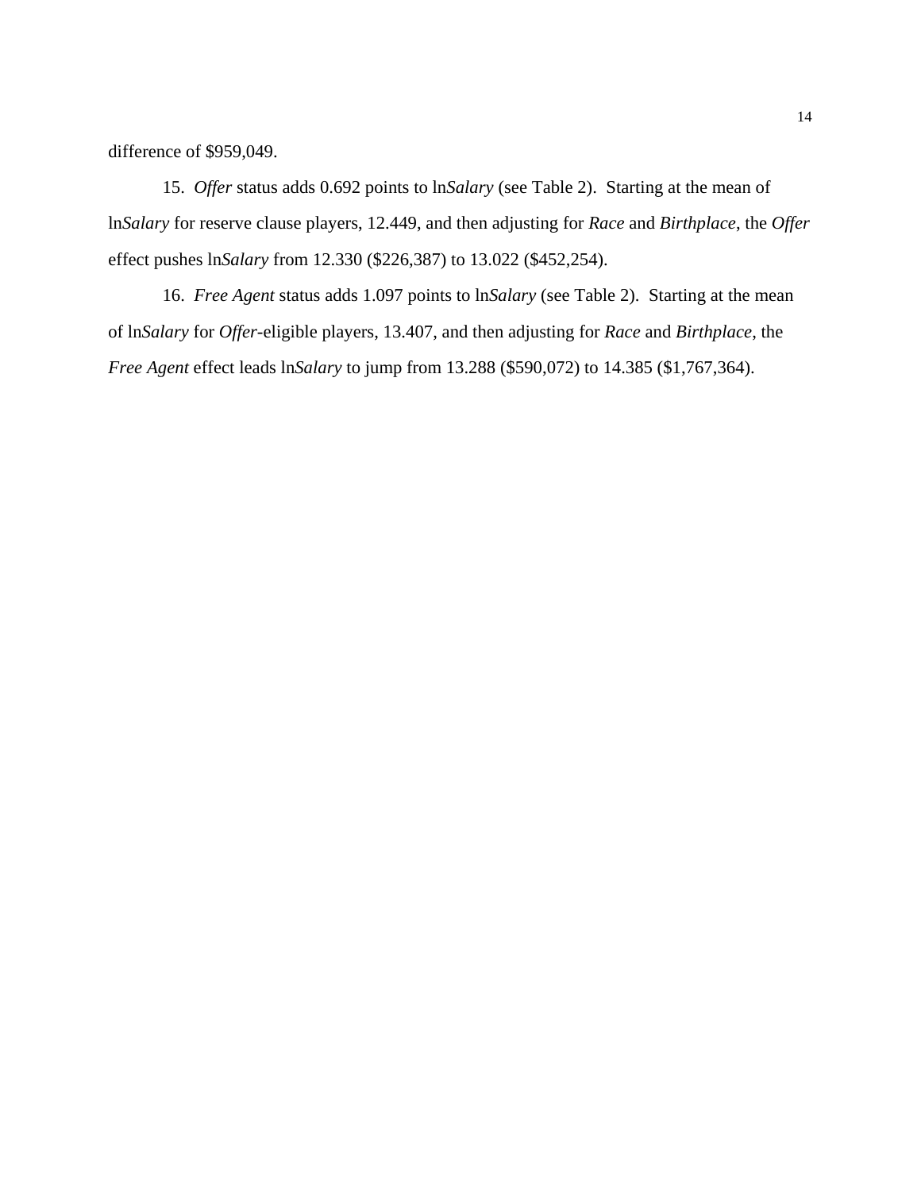difference of $959,049.

15. *Offer* status adds 0.692 points to ln*Salary* (see Table 2). Starting at the mean of ln*Salary* for reserve clause players, 12.449, and then adjusting for *Race* and *Birthplace*, the *Offer* effect pushes ln*Salary* from 12.330 ($226,387) to 13.022 ($452,254).

16. *Free Agent* status adds 1.097 points to ln*Salary* (see Table 2). Starting at the mean of ln*Salary* for *Offer*-eligible players, 13.407, and then adjusting for *Race* and *Birthplace*, the *Free Agent* effect leads ln*Salary* to jump from 13.288 ($590,072) to 14.385 ($1,767,364).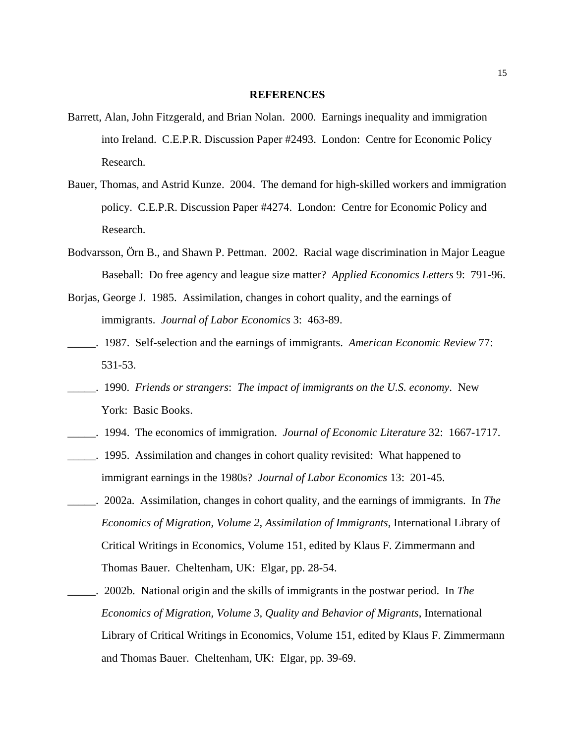## REFERENCES

Barrett, Alan, John Fitzgerald, and Brian Nolan. 2000. Earnings inequality and immigration into Ireland. C.E.P.R. Discussion Paper #2493. London: Centre for Economic Policy Research.

Bauer, Thomas, and Astrid Kunze. 2004. The demand for high-skilled workers and immigration policy. C.E.P.R. Discussion Paper #4274. London: Centre for Economic Policy and Research.

Bodvarsson, Örn B., and Shawn P. Pettman. 2002. Racial wage discrimination in Major League Baseball: Do free agency and league size matter? *Applied Economics Letters* 9: 791-96.

Borjas, George J. 1985. Assimilation, changes in cohort quality, and the earnings of immigrants. *Journal of Labor Economics* 3: 463-89.

_____. 1987. Self-selection and the earnings of immigrants. *American Economic Review* 77: 531-53.

_____. 1990. *Friends or strangers*: *The impact of immigrants on the U.S. economy*. New York: Basic Books.

_____. 1994. The economics of immigration. *Journal of Economic Literature* 32: 1667-1717.

_____. 1995. Assimilation and changes in cohort quality revisited: What happened to immigrant earnings in the 1980s? *Journal of Labor Economics* 13: 201-45.

_____. 2002a. Assimilation, changes in cohort quality, and the earnings of immigrants. In *The Economics of Migration, Volume 2, Assimilation of Immigrants*, International Library of Critical Writings in Economics, Volume 151, edited by Klaus F. Zimmermann and Thomas Bauer. Cheltenham, UK: Elgar, pp. 28-54.

_____. 2002b. National origin and the skills of immigrants in the postwar period. In *The Economics of Migration, Volume 3, Quality and Behavior of Migrants*, International Library of Critical Writings in Economics, Volume 151, edited by Klaus F. Zimmermann and Thomas Bauer. Cheltenham, UK: Elgar, pp. 39-69.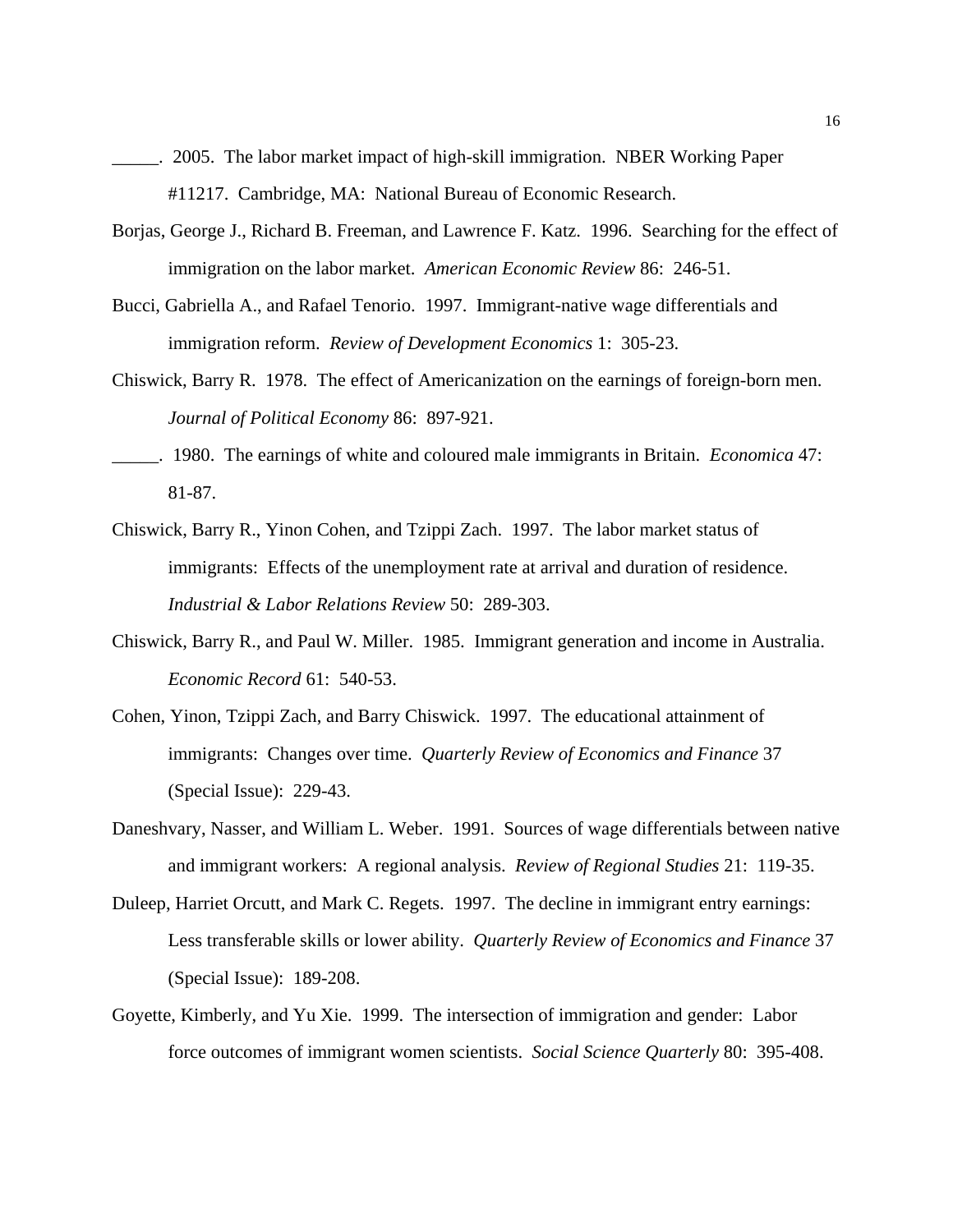_____. 2005. The labor market impact of high-skill immigration. NBER Working Paper #11217. Cambridge, MA: National Bureau of Economic Research.

Borjas, George J., Richard B. Freeman, and Lawrence F. Katz. 1996. Searching for the effect of immigration on the labor market. *American Economic Review* 86: 246-51.

Bucci, Gabriella A., and Rafael Tenorio. 1997. Immigrant-native wage differentials and immigration reform. *Review of Development Economics* 1: 305-23.

Chiswick, Barry R. 1978. The effect of Americanization on the earnings of foreign-born men. *Journal of Political Economy* 86: 897-921.

_____. 1980. The earnings of white and coloured male immigrants in Britain. *Economica* 47: 81-87.

Chiswick, Barry R., Yinon Cohen, and Tzippi Zach. 1997. The labor market status of immigrants: Effects of the unemployment rate at arrival and duration of residence. *Industrial & Labor Relations Review* 50: 289-303.

Chiswick, Barry R., and Paul W. Miller. 1985. Immigrant generation and income in Australia. *Economic Record* 61: 540-53.

Cohen, Yinon, Tzippi Zach, and Barry Chiswick. 1997. The educational attainment of immigrants: Changes over time. *Quarterly Review of Economics and Finance* 37 (Special Issue): 229-43.

Daneshvary, Nasser, and William L. Weber. 1991. Sources of wage differentials between native and immigrant workers: A regional analysis. *Review of Regional Studies* 21: 119-35.

Duleep, Harriet Orcutt, and Mark C. Regets. 1997. The decline in immigrant entry earnings: Less transferable skills or lower ability. *Quarterly Review of Economics and Finance* 37 (Special Issue): 189-208.

Goyette, Kimberly, and Yu Xie. 1999. The intersection of immigration and gender: Labor force outcomes of immigrant women scientists. *Social Science Quarterly* 80: 395-408.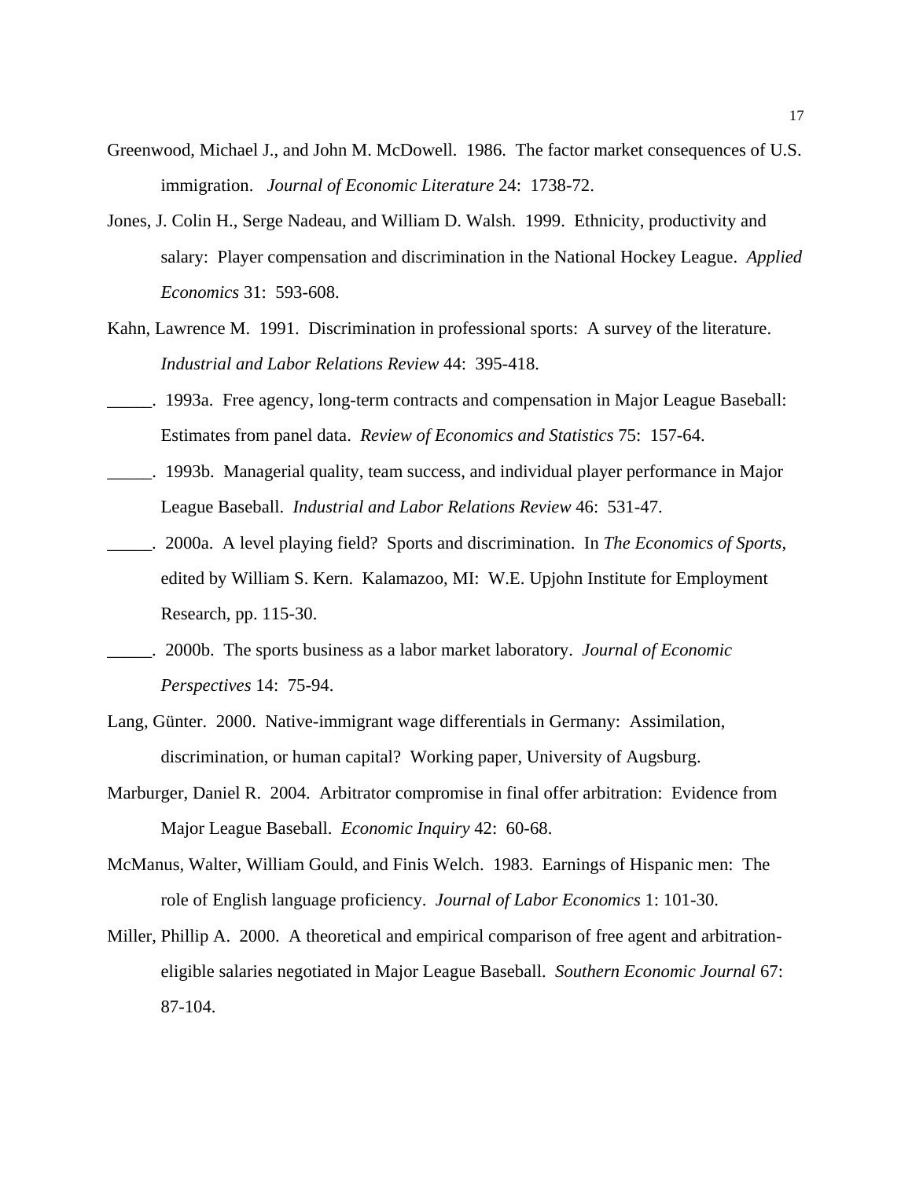Greenwood, Michael J., and John M. McDowell. 1986. The factor market consequences of U.S. immigration. *Journal of Economic Literature* 24: 1738-72.

Jones, J. Colin H., Serge Nadeau, and William D. Walsh. 1999. Ethnicity, productivity and salary: Player compensation and discrimination in the National Hockey League. *Applied Economics* 31: 593-608.

Kahn, Lawrence M. 1991. Discrimination in professional sports: A survey of the literature. *Industrial and Labor Relations Review* 44: 395-418.

_____. 1993a. Free agency, long-term contracts and compensation in Major League Baseball: Estimates from panel data. *Review of Economics and Statistics* 75: 157-64.

_____. 1993b. Managerial quality, team success, and individual player performance in Major League Baseball. *Industrial and Labor Relations Review* 46: 531-47.

_____. 2000a. A level playing field? Sports and discrimination. In *The Economics of Sports*, edited by William S. Kern. Kalamazoo, MI: W.E. Upjohn Institute for Employment Research, pp. 115-30.

_____. 2000b. The sports business as a labor market laboratory. *Journal of Economic Perspectives* 14: 75-94.

Lang, Günter. 2000. Native-immigrant wage differentials in Germany: Assimilation, discrimination, or human capital? Working paper, University of Augsburg.

Marburger, Daniel R. 2004. Arbitrator compromise in final offer arbitration: Evidence from Major League Baseball. *Economic Inquiry* 42: 60-68.

McManus, Walter, William Gould, and Finis Welch. 1983. Earnings of Hispanic men: The role of English language proficiency. *Journal of Labor Economics* 1: 101-30.

Miller, Phillip A. 2000. A theoretical and empirical comparison of free agent and arbitration-eligible salaries negotiated in Major League Baseball. *Southern Economic Journal* 67: 87-104.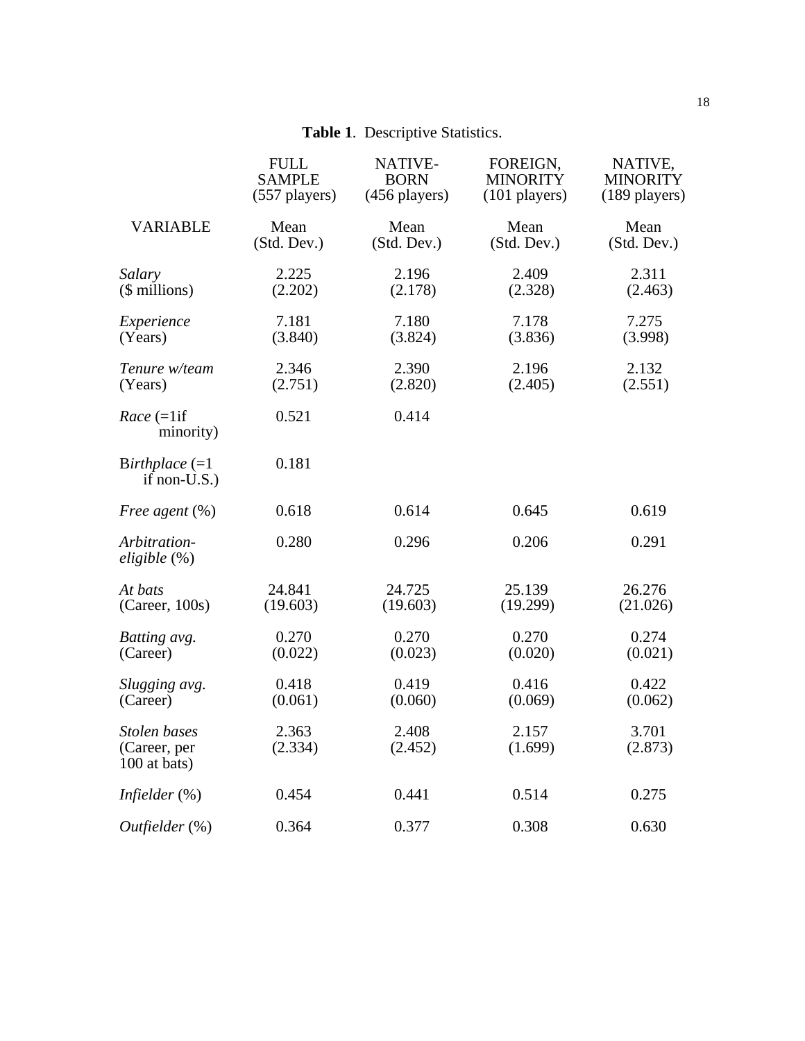**Table 1**. Descriptive Statistics.

| VARIABLE | FULL SAMPLE (557 players) Mean (Std. Dev.) | NATIVE-BORN (456 players) Mean (Std. Dev.) | FOREIGN, MINORITY (101 players) Mean (Std. Dev.) | NATIVE, MINORITY (189 players) Mean (Std. Dev.) |
|---|---|---|---|---|
| *Salary* ($ millions) | 2.225 (2.202) | 2.196 (2.178) | 2.409 (2.328) | 2.311 (2.463) |
| *Experience* (Years) | 7.181 (3.840) | 7.180 (3.824) | 7.178 (3.836) | 7.275 (3.998) |
| *Tenure w/team* (Years) | 2.346 (2.751) | 2.390 (2.820) | 2.196 (2.405) | 2.132 (2.551) |
| *Race* (=1if minority) | 0.521 | 0.414 | | |
| B*irthplace* (=1 if non-U.S.) | 0.181 | | | |
| *Free agent* (%) | 0.618 | 0.614 | 0.645 | 0.619 |
| *Arbitration-eligible* (%) | 0.280 | 0.296 | 0.206 | 0.291 |
| *At bats* (Career, 100s) | 24.841 (19.603) | 24.725 (19.603) | 25.139 (19.299) | 26.276 (21.026) |
| *Batting avg.* (Career) | 0.270 (0.022) | 0.270 (0.023) | 0.270 (0.020) | 0.274 (0.021) |
| *Slugging avg.* (Career) | 0.418 (0.061) | 0.419 (0.060) | 0.416 (0.069) | 0.422 (0.062) |
| *Stolen bases* (Career, per 100 at bats) | 2.363 (2.334) | 2.408 (2.452) | 2.157 (1.699) | 3.701 (2.873) |
| *Infielder* (%) | 0.454 | 0.441 | 0.514 | 0.275 |
| *Outfielder* (%) | 0.364 | 0.377 | 0.308 | 0.630 |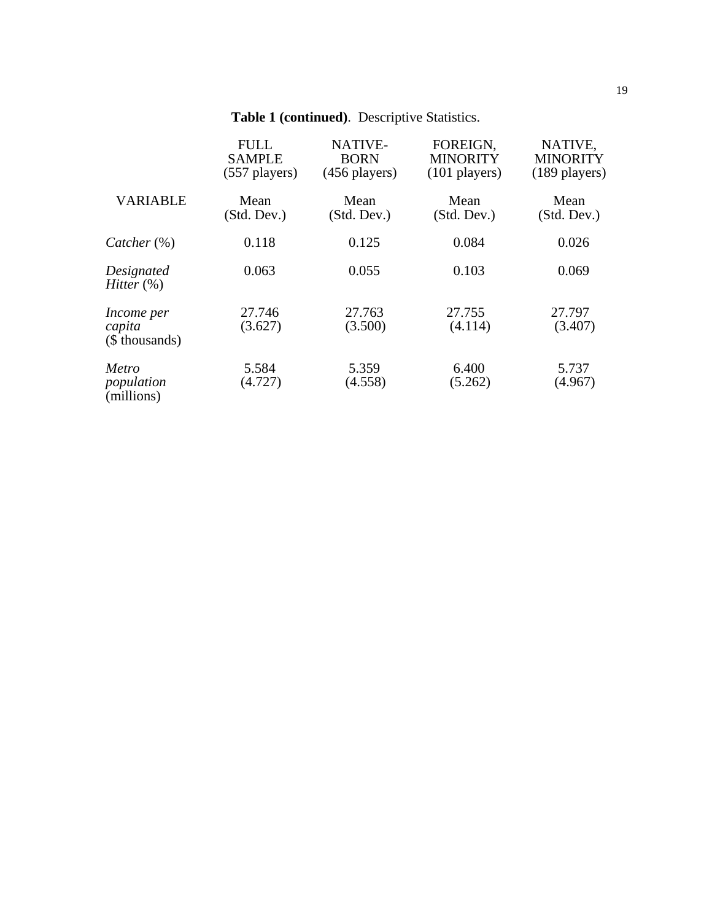**Table 1 (continued)**. Descriptive Statistics.

| VARIABLE | FULL SAMPLE (557 players) Mean (Std. Dev.) | NATIVE-BORN (456 players) Mean (Std. Dev.) | FOREIGN, MINORITY (101 players) Mean (Std. Dev.) | NATIVE, MINORITY (189 players) Mean (Std. Dev.) |
|---|---|---|---|---|
| *Catcher* (%) | 0.118 | 0.125 | 0.084 | 0.026 |
| *Designated Hitter* (%) | 0.063 | 0.055 | 0.103 | 0.069 |
| *Income per capita* ($ thousands) | 27.746 (3.627) | 27.763 (3.500) | 27.755 (4.114) | 27.797 (3.407) |
| *Metro population* (millions) | 5.584 (4.727) | 5.359 (4.558) | 6.400 (5.262) | 5.737 (4.967) |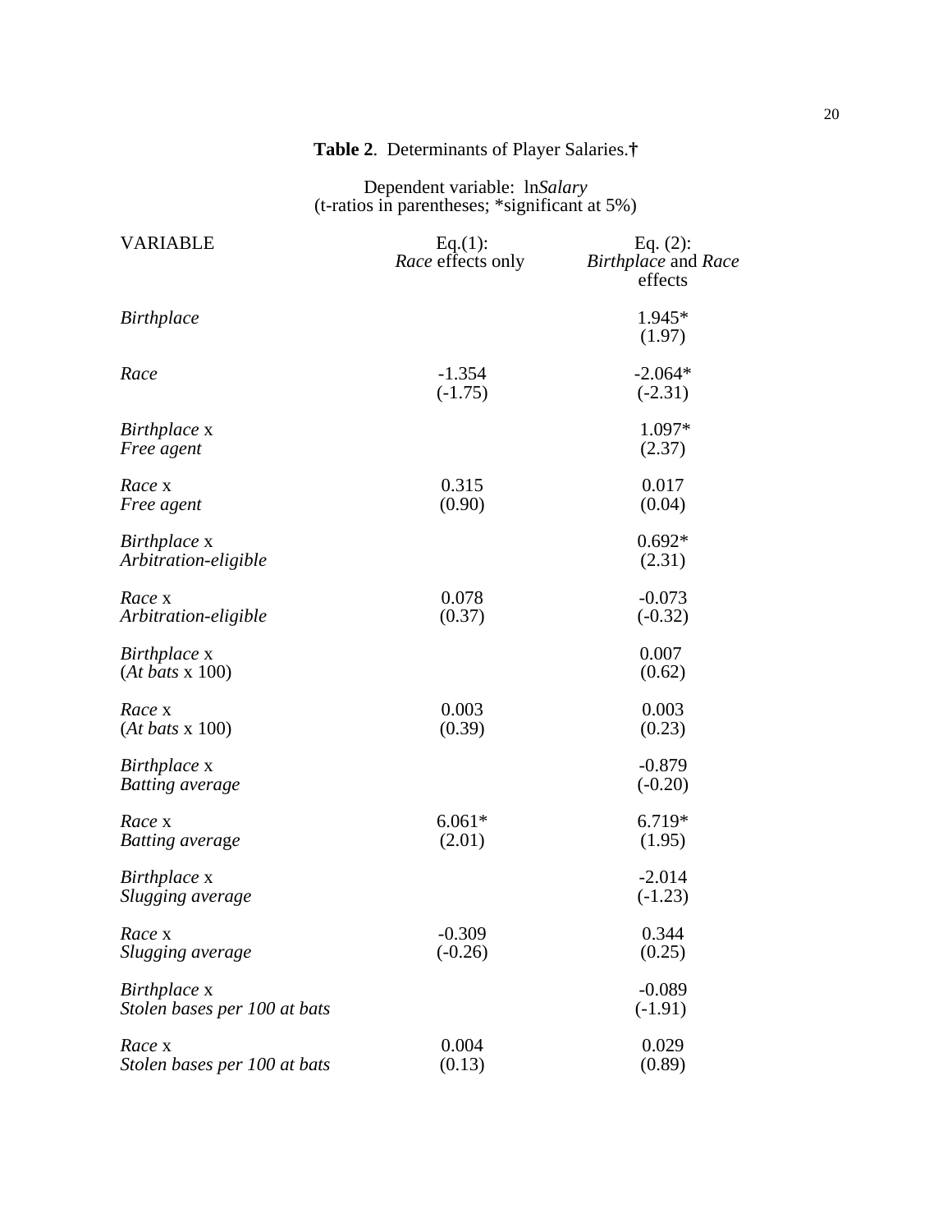**Table 2**. Determinants of Player Salaries.†

Dependent variable: ln*Salary*
(t-ratios in parentheses; *significant at 5%)

| VARIABLE | Eq.(1): *Race* effects only | Eq. (2): *Birthplace* and *Race* effects |
|---|---|---|
| *Birthplace* | | 1.945* (1.97) |
| *Race* | -1.354 (-1.75) | -2.064* (-2.31) |
| *Birthplace* x *Free agent* | | 1.097* (2.37) |
| *Race* x *Free agent* | 0.315 (0.90) | 0.017 (0.04) |
| *Birthplace* x *Arbitration-eligible* | | 0.692* (2.31) |
| *Race* x *Arbitration-eligible* | 0.078 (0.37) | -0.073 (-0.32) |
| *Birthplace* x (*At bats* x 100) | | 0.007 (0.62) |
| *Race* x (*At bats* x 100) | 0.003 (0.39) | 0.003 (0.23) |
| *Birthplace* x *Batting average* | | -0.879 (-0.20) |
| *Race* x *Batting average* | 6.061* (2.01) | 6.719* (1.95) |
| *Birthplace* x *Slugging average* | | -2.014 (-1.23) |
| *Race* x *Slugging average* | -0.309 (-0.26) | 0.344 (0.25) |
| *Birthplace* x *Stolen bases per 100 at bats* | | -0.089 (-1.91) |
| *Race* x *Stolen bases per 100 at bats* | 0.004 (0.13) | 0.029 (0.89) |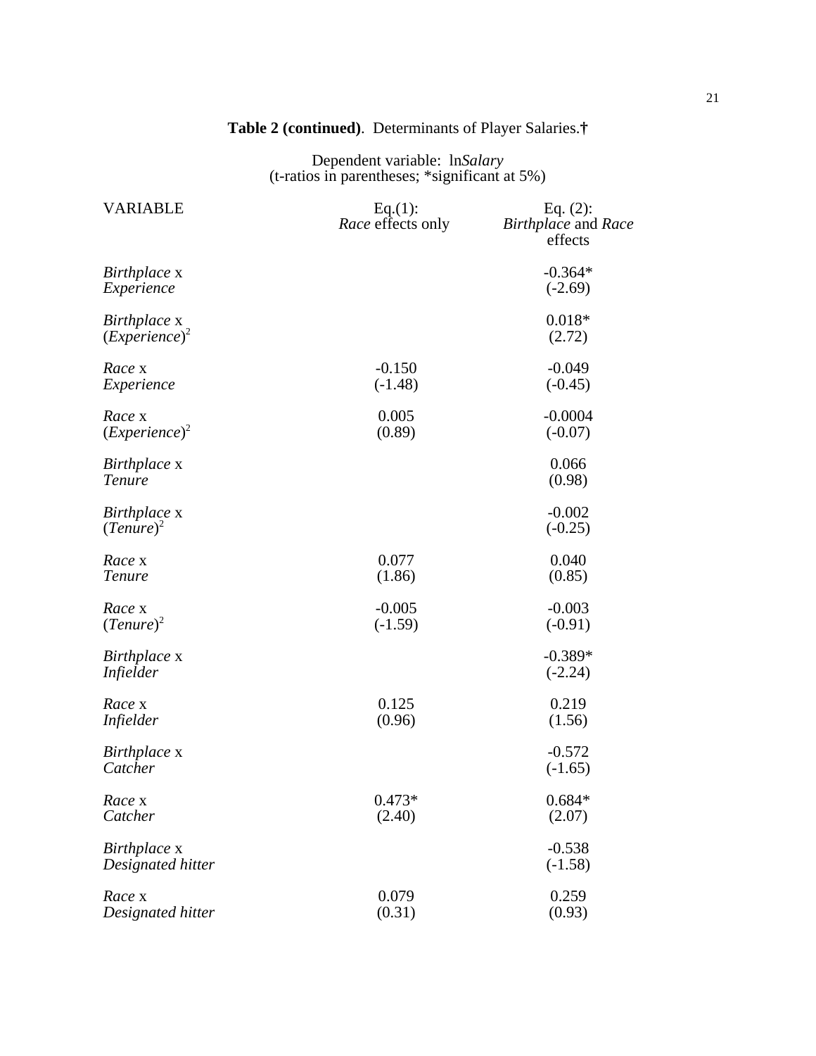**Table 2 (continued)**. Determinants of Player Salaries.†

Dependent variable: ln*Salary*
(t-ratios in parentheses; *significant at 5%)

| VARIABLE | Eq.(1): *Race* effects only | Eq. (2): *Birthplace* and *Race* effects |
|---|---|---|
| *Birthplace* x *Experience* | | -0.364* (-2.69) |
| *Birthplace* x $(Experience)^2$ | | 0.018* (2.72) |
| *Race* x *Experience* | -0.150 (-1.48) | -0.049 (-0.45) |
| *Race* x $(Experience)^2$ | 0.005 (0.89) | -0.0004 (-0.07) |
| *Birthplace* x *Tenure* | | 0.066 (0.98) |
| *Birthplace* x $(Tenure)^2$ | | -0.002 (-0.25) |
| *Race* x *Tenure* | 0.077 (1.86) | 0.040 (0.85) |
| *Race* x $(Tenure)^2$ | -0.005 (-1.59) | -0.003 (-0.91) |
| *Birthplace* x *Infielder* | | -0.389* (-2.24) |
| *Race* x *Infielder* | 0.125 (0.96) | 0.219 (1.56) |
| *Birthplace* x *Catcher* | | -0.572 (-1.65) |
| *Race* x *Catcher* | 0.473* (2.40) | 0.684* (2.07) |
| *Birthplace* x *Designated hitter* | | -0.538 (-1.58) |
| *Race* x *Designated hitter* | 0.079 (0.31) | 0.259 (0.93) |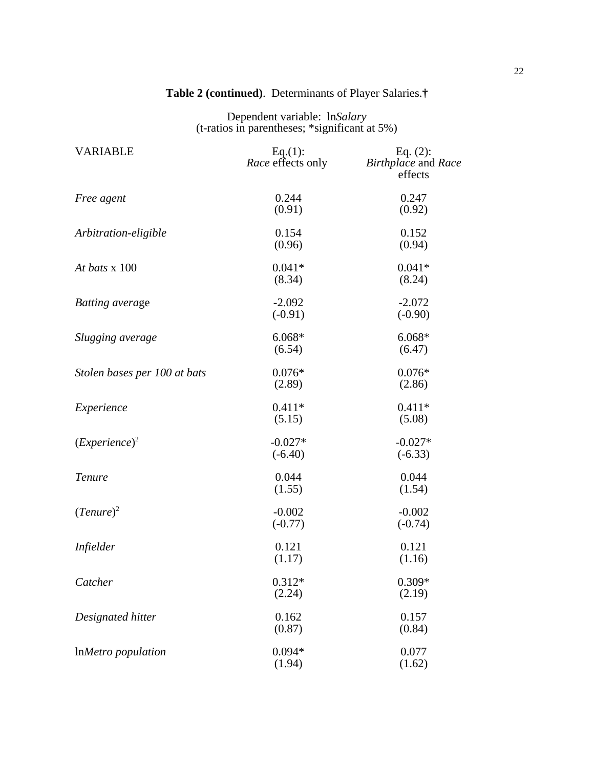**Table 2 (continued)**. Determinants of Player Salaries.**†**

Dependent variable: ln*Salary*
(t-ratios in parentheses; *significant at 5%)

| VARIABLE | Eq.(1): *Race* effects only | Eq. (2): *Birthplace* and *Race* effects |
|---|---|---|
| *Free agent* | 0.244<br>(0.91) | 0.247<br>(0.92) |
| *Arbitration-eligible* | 0.154<br>(0.96) | 0.152<br>(0.94) |
| *At bats* x 100 | 0.041*<br>(8.34) | 0.041*<br>(8.24) |
| *Batting average* | -2.092<br>(-0.91) | -2.072<br>(-0.90) |
| *Slugging average* | 6.068*<br>(6.54) | 6.068*<br>(6.47) |
| *Stolen bases per 100 at bats* | 0.076*<br>(2.89) | 0.076*<br>(2.86) |
| *Experience* | 0.411*<br>(5.15) | 0.411*<br>(5.08) |
| $(Experience)^2$ | -0.027*<br>(-6.40) | -0.027*<br>(-6.33) |
| *Tenure* | 0.044<br>(1.55) | 0.044<br>(1.54) |
| $(Tenure)^2$ | -0.002<br>(-0.77) | -0.002<br>(-0.74) |
| *Infielder* | 0.121<br>(1.17) | 0.121<br>(1.16) |
| *Catcher* | 0.312*<br>(2.24) | 0.309*<br>(2.19) |
| *Designated hitter* | 0.162<br>(0.87) | 0.157<br>(0.84) |
| ln*Metro population* | 0.094*<br>(1.94) | 0.077<br>(1.62) |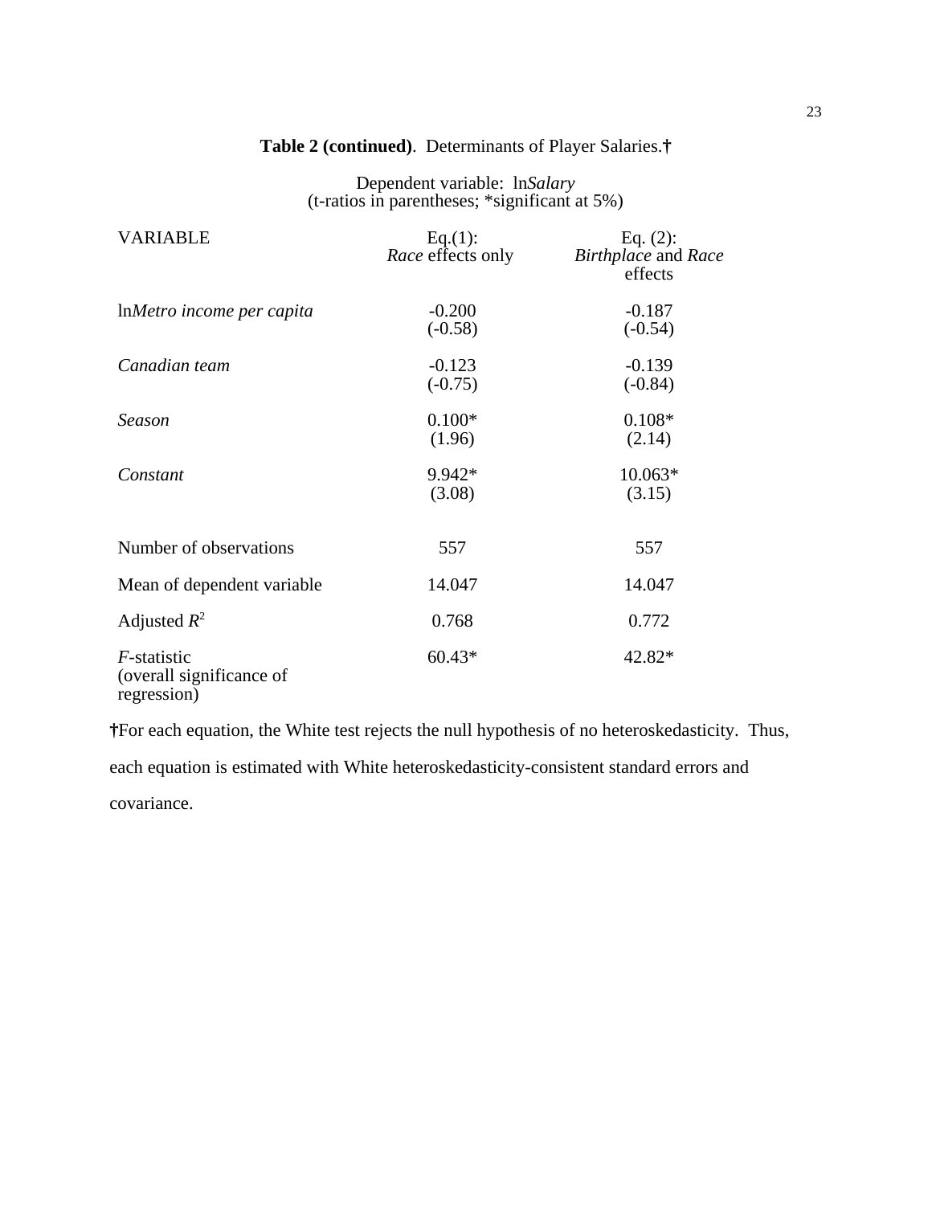**Table 2 (continued)**. Determinants of Player Salaries.**†**

Dependent variable: ln*Salary*
(t-ratios in parentheses; *significant at 5%)

| VARIABLE | Eq.(1): *Race* effects only | Eq. (2): *Birthplace* and *Race* effects |
|---|---|---|
| ln*Metro income per capita* | -0.200<br>(-0.58) | -0.187<br>(-0.54) |
| *Canadian team* | -0.123<br>(-0.75) | -0.139<br>(-0.84) |
| *Season* | 0.100*<br>(1.96) | 0.108*<br>(2.14) |
| *Constant* | 9.942*<br>(3.08) | 10.063*<br>(3.15) |
| Number of observations | 557 | 557 |
| Mean of dependent variable | 14.047 | 14.047 |
| Adjusted $R^2$ | 0.768 | 0.772 |
| *F*-statistic (overall significance of regression) | 60.43* | 42.82* |

**†**For each equation, the White test rejects the null hypothesis of no heteroskedasticity. Thus, each equation is estimated with White heteroskedasticity-consistent standard errors and covariance.